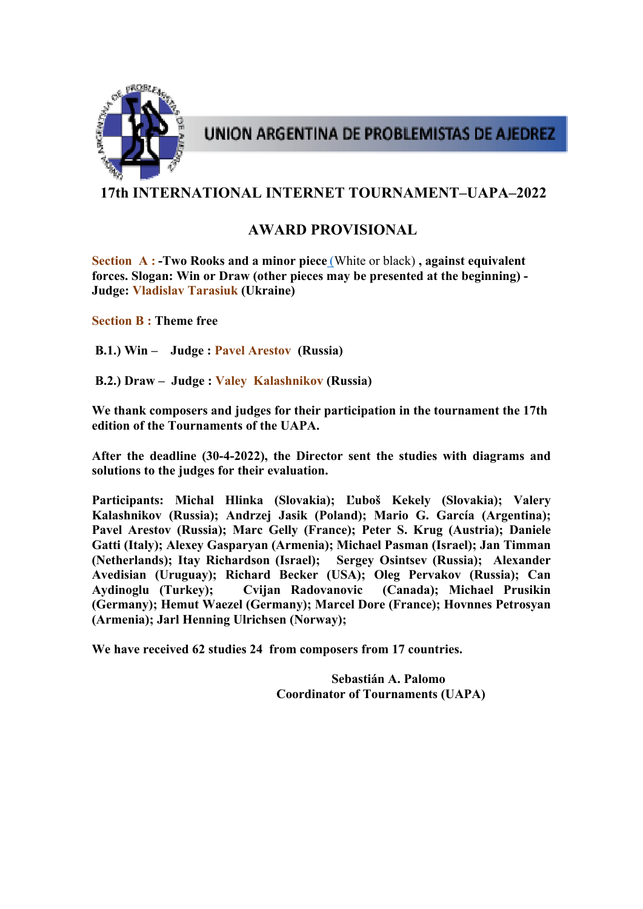UNION ARGENTINA DE PROBLEMISTAS DE AJEDREZ

# 17th INTERNATIONAL INTERNET TOURNAMENT–UAPA–2022

## AWARD PROVISIONAL

**Section A : -Two Rooks and a minor piece** (White or black) **, against equivalent forces. Slogan: Win or Draw (other pieces may be presented at the beginning) - Judge: Vladislav Tarasiuk (Ukraine)**

**Section B : Theme free**

**B.1.) Win – Judge : Pavel Arestov (Russia)**

**B.2.) Draw – Judge : Valey Kalashnikov (Russia)**

**We thank composers and judges for their participation in the tournament the 17th edition of the Tournaments of the UAPA.**

**After the deadline (30-4-2022), the Director sent the studies with diagrams and solutions to the judges for their evaluation.**

**Participants: Michal Hlinka (Slovakia); Ľuboš Kekely (Slovakia); Valery Kalashnikov (Russia); Andrzej Jasik (Poland); Mario G. García (Argentina); Pavel Arestov (Russia); Marc Gelly (France); Peter S. Krug (Austria); Daniele Gatti (Italy); Alexey Gasparyan (Armenia); Michael Pasman (Israel); Jan Timman (Netherlands); Itay Richardson (Israel); Sergey Osintsev (Russia); Alexander Avedisian (Uruguay); Richard Becker (USA); Oleg Pervakov (Russia); Can Aydinoglu (Turkey); Cvijan Radovanovic (Canada); Michael Prusikin (Germany); Hemut Waezel (Germany); Marcel Dore (France); Hovnnes Petrosyan (Armenia); Jarl Henning Ulrichsen (Norway);**

**We have received 62 studies 24 from composers from 17 countries.**

**Sebastián A. Palomo**
**Coordinator of Tournaments (UAPA)**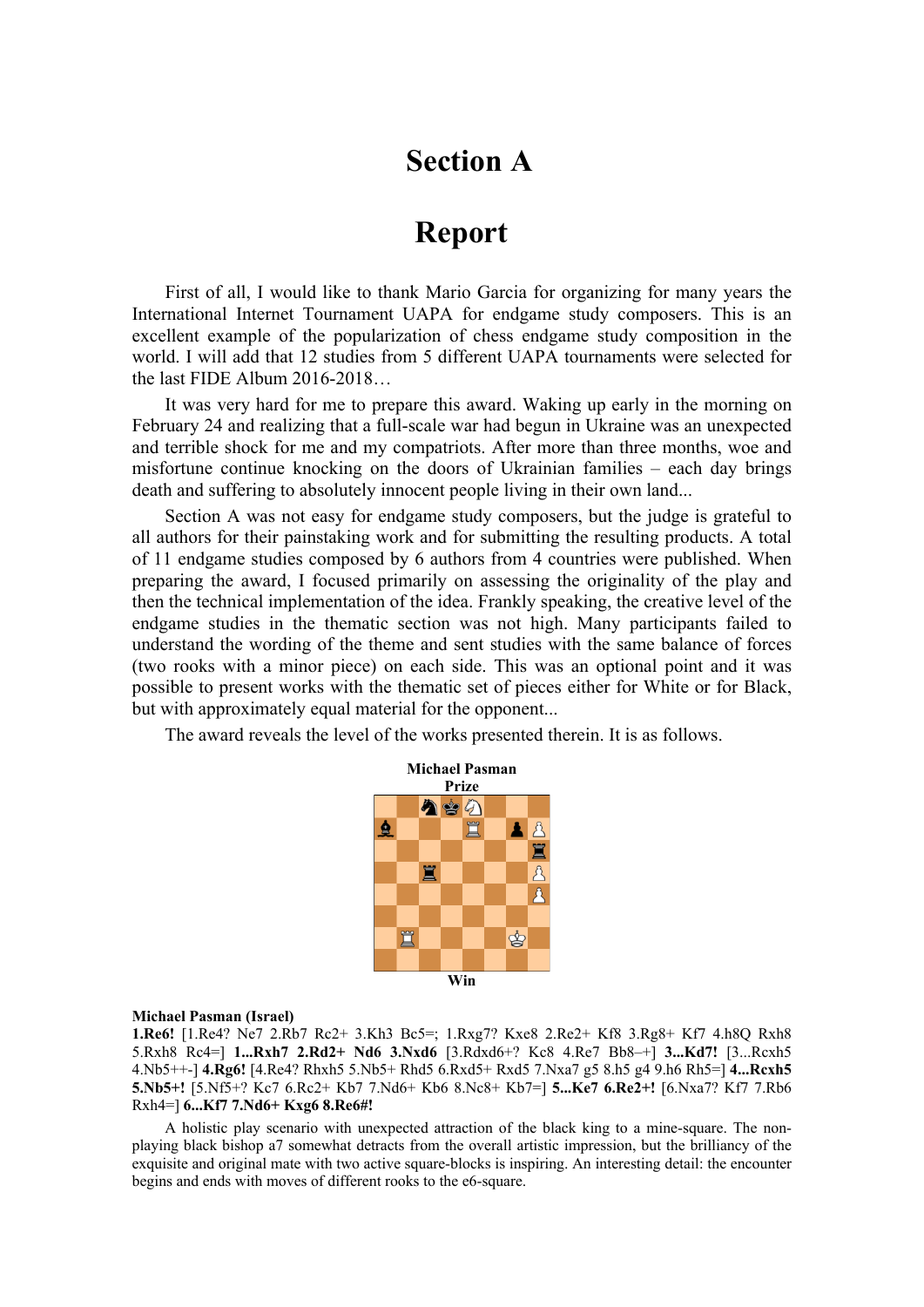# Section A

# Report

First of all, I would like to thank Mario Garcia for organizing for many years the International Internet Tournament UAPA for endgame study composers. This is an excellent example of the popularization of chess endgame study composition in the world. I will add that 12 studies from 5 different UAPA tournaments were selected for the last FIDE Album 2016-2018…

It was very hard for me to prepare this award. Waking up early in the morning on February 24 and realizing that a full-scale war had begun in Ukraine was an unexpected and terrible shock for me and my compatriots. After more than three months, woe and misfortune continue knocking on the doors of Ukrainian families – each day brings death and suffering to absolutely innocent people living in their own land...

Section A was not easy for endgame study composers, but the judge is grateful to all authors for their painstaking work and for submitting the resulting products. A total of 11 endgame studies composed by 6 authors from 4 countries were published. When preparing the award, I focused primarily on assessing the originality of the play and then the technical implementation of the idea. Frankly speaking, the creative level of the endgame studies in the thematic section was not high. Many participants failed to understand the wording of the theme and sent studies with the same balance of forces (two rooks with a minor piece) on each side. This was an optional point and it was possible to present works with the thematic set of pieces either for White or for Black, but with approximately equal material for the opponent...

The award reveals the level of the works presented therein. It is as follows.

**Michael Pasman**
**Prize**

Win

**Michael Pasman (Israel)**
**1.Re6!** [1.Re4? Ne7 2.Rb7 Rc2+ 3.Kh3 Bc5=; 1.Rxg7? Kxe8 2.Re2+ Kf8 3.Rg8+ Kf7 4.h8Q Rxh8 5.Rxh8 Rc4=] **1...Rxh7 2.Rd2+ Nd6 3.Nxd6** [3.Rdxd6+? Kc8 4.Re7 Bb8–+] **3...Kd7!** [3...Rcxh5 4.Nb5++-] **4.Rg6!** [4.Re4? Rhxh5 5.Nb5+ Rhd5 6.Rxd5+ Rxd5 7.Nxa7 g5 8.h5 g4 9.h6 Rh5=] **4...Rcxh5 5.Nb5+!** [5.Nf5+? Kc7 6.Rc2+ Kb7 7.Nd6+ Kb6 8.Nc8+ Kb7=] **5...Ke7 6.Re2+!** [6.Nxa7? Kf7 7.Rb6 Rxh4=] **6...Kf7 7.Nd6+ Kxg6 8.Re6#!**

A holistic play scenario with unexpected attraction of the black king to a mine-square. The non-playing black bishop a7 somewhat detracts from the overall artistic impression, but the brilliancy of the exquisite and original mate with two active square-blocks is inspiring. An interesting detail: the encounter begins and ends with moves of different rooks to the e6-square.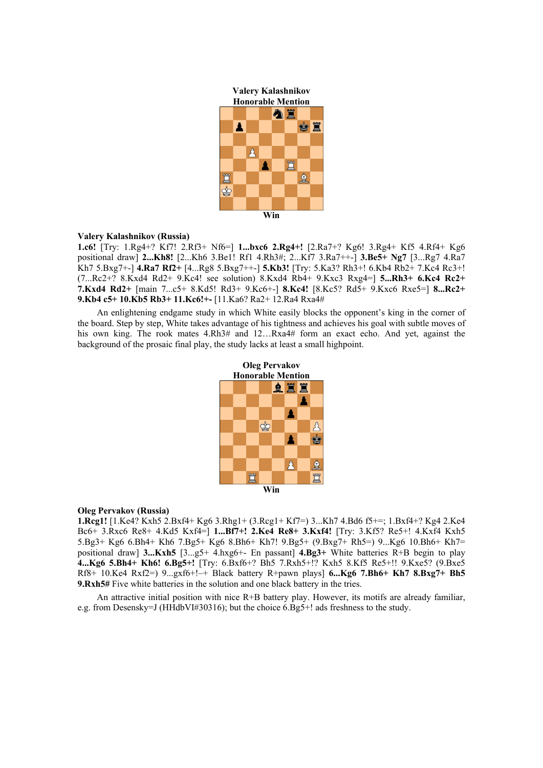**Valery Kalashnikov**
**Honorable Mention**

Win

**Valery Kalashnikov (Russia)**
**1.c6!** [Try: 1.Rg4+? Kf7! 2.Rf3+ Nf6=] **1...bxc6 2.Rg4+!** [2.Ra7+? Kg6! 3.Rg4+ Kf5 4.Rf4+ Kg6 positional draw] **2...Kh8!** [2...Kh6 3.Be1! Rf1 4.Rh3#; 2...Kf7 3.Ra7++-] **3.Be5+ Ng7** [3...Rg7 4.Ra7 Kh7 5.Bxg7+-] **4.Ra7 Rf2+** [4...Rg8 5.Bxg7++-] **5.Kb3!** [Try: 5.Ka3? Rh3+! 6.Kb4 Rb2+ 7.Kc4 Rc3+! (7...Rc2+? 8.Kxd4 Rd2+ 9.Kc4! see solution) 8.Kxd4 Rb4+ 9.Kxc3 Rxg4=] **5...Rh3+ 6.Kc4 Rc2+ 7.Kxd4 Rd2+** [main 7...c5+ 8.Kd5! Rd3+ 9.Kc6+-] **8.Kc4!** [8.Kc5? Rd5+ 9.Kxc6 Rxe5=] **8...Rc2+ 9.Kb4 c5+ 10.Kb5 Rb3+ 11.Kc6!+-** [11.Ka6? Ra2+ 12.Ra4 Rxa4#

An enlightening endgame study in which White easily blocks the opponent's king in the corner of the board. Step by step, White takes advantage of his tightness and achieves his goal with subtle moves of his own king. The rook mates 4.Rh3# and 12…Rxa4# form an exact echo. And yet, against the background of the prosaic final play, the study lacks at least a small highpoint.

**Oleg Pervakov**
**Honorable Mention**

Win

**Oleg Pervakov (Russia)**
**1.Rcg1!** [1.Ke4? Kxh5 2.Bxf4+ Kg6 3.Rhg1+ (3.Rcg1+ Kf7=) 3...Kh7 4.Bd6 f5+=; 1.Bxf4+? Kg4 2.Ke4 Bc6+ 3.Rxc6 Re8+ 4.Kd5 Kxf4=] **1...Bf7+! 2.Ke4 Re8+ 3.Kxf4!** [Try: 3.Kf5? Re5+! 4.Kxf4 Kxh5 5.Bg3+ Kg6 6.Bh4+ Kh6 7.Bg5+ Kg6 8.Bh6+ Kh7! 9.Bg5+ (9.Bxg7+ Rh5=) 9...Kg6 10.Bh6+ Kh7= positional draw] **3...Kxh5** [3...g5+ 4.hxg6+- En passant] **4.Bg3+** White batteries R+B begin to play **4...Kg6 5.Bh4+ Kh6! 6.Bg5+!** [Try: 6.Bxf6+? Bh5 7.Rxh5+!? Kxh5 8.Kf5 Re5+!! 9.Kxe5? (9.Bxe5 Rf8+ 10.Ke4 Rxf2=) 9...gxf6+!–+ Black battery R+pawn plays] **6...Kg6 7.Bh6+ Kh7 8.Bxg7+ Bh5 9.Rxh5#** Five white batteries in the solution and one black battery in the tries.

An attractive initial position with nice R+B battery play. However, its motifs are already familiar, e.g. from Desensky=J (HHdbVI#30316); but the choice 6.Bg5+! ads freshness to the study.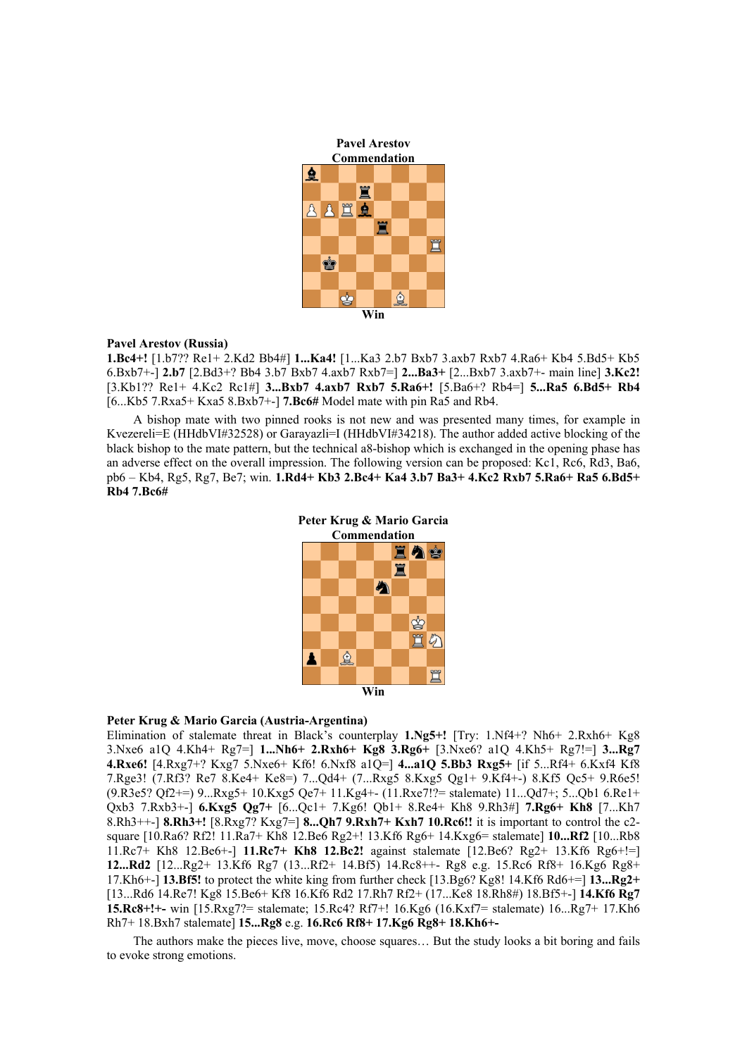**Pavel Arestov**
**Commendation**

Win

**Pavel Arestov (Russia)**
**1.Bc4+!** [1.b7?? Re1+ 2.Kd2 Bb4#] **1...Ka4!** [1...Ka3 2.b7 Bxb7 3.axb7 Rxb7 4.Ra6+ Kb4 5.Bd5+ Kb5 6.Bxb7+-] **2.b7** [2.Bd3+? Bb4 3.b7 Bxb7 4.axb7 Rxb7=] **2...Ba3+** [2...Bxb7 3.axb7+- main line] **3.Kc2!** [3.Kb1?? Re1+ 4.Kc2 Rc1#] **3...Bxb7 4.axb7 Rxb7 5.Ra6+!** [5.Ba6+? Rb4=] **5...Ra5 6.Bd5+ Rb4** [6...Kb5 7.Rxa5+ Kxa5 8.Bxb7+-] **7.Bc6#** Model mate with pin Ra5 and Rb4.

A bishop mate with two pinned rooks is not new and was presented many times, for example in Kvezereli=E (HHdbVI#32528) or Garayazli=I (HHdbVI#34218). The author added active blocking of the black bishop to the mate pattern, but the technical a8-bishop which is exchanged in the opening phase has an adverse effect on the overall impression. The following version can be proposed: Kc1, Rc6, Rd3, Ba6, pb6 – Kb4, Rg5, Rg7, Be7; win. **1.Rd4+ Kb3 2.Bc4+ Ka4 3.b7 Ba3+ 4.Kc2 Rxb7 5.Ra6+ Ra5 6.Bd5+ Rb4 7.Bc6#**

**Peter Krug & Mario Garcia**
**Commendation**

Win

**Peter Krug & Mario Garcia (Austria-Argentina)**
Elimination of stalemate threat in Black's counterplay **1.Ng5+!** [Try: 1.Nf4+? Nh6+ 2.Rxh6+ Kg8 3.Nxe6 a1Q 4.Kh4+ Rg7=] **1...Nh6+ 2.Rxh6+ Kg8 3.Rg6+** [3.Nxe6? a1Q 4.Kh5+ Rg7!=] **3...Rg7 4.Rxe6!** [4.Rxg7+? Kxg7 5.Nxe6+ Kf6! 6.Nxf8 a1Q=] **4...a1Q 5.Bb3 Rxg5+** [if 5...Rf4+ 6.Kxf4 Kf8 7.Rge3! (7.Rf3? Re7 8.Ke4+ Ke8=) 7...Qd4+ (7...Rxg5 8.Kxg5 Qg1+ 9.Kf4+-) 8.Kf5 Qc5+ 9.R6e5! (9.R3e5? Qf2+=) 9...Rxg5+ 10.Kxg5 Qe7+ 11.Kg4+- (11.Rxe7!?= stalemate) 11...Qd7+; 5...Qb1 6.Re1+ Qxb3 7.Rxb3+-] **6.Kxg5 Qg7+** [6...Qc1+ 7.Kg6! Qb1+ 8.Re4+ Kh8 9.Rh3#] **7.Rg6+ Kh8** [7...Kh7 8.Rh3++-] **8.Rh3+!** [8.Rxg7? Kxg7=] **8...Qh7 9.Rxh7+ Kxh7 10.Rc6!!** it is important to control the c2-square [10.Ra6? Rf2! 11.Ra7+ Kh8 12.Be6 Rg2+! 13.Kf6 Rg6+ 14.Kxg6= stalemate] **10...Rf2** [10...Rb8 11.Rc7+ Kh8 12.Be6+-] **11.Rc7+ Kh8 12.Bc2!** against stalemate [12.Be6? Rg2+ 13.Kf6 Rg6+!=] **12...Rd2** [12...Rg2+ 13.Kf6 Rg7 (13...Rf2+ 14.Bf5) 14.Rc8++- Rg8 e.g. 15.Rc6 Rf8+ 16.Kg6 Rg8+ 17.Kh6+-] **13.Bf5!** to protect the white king from further check [13.Bg6? Kg8! 14.Kf6 Rd6+=] **13...Rg2+** [13...Rd6 14.Re7! Kg8 15.Be6+ Kf8 16.Kf6 Rd2 17.Rh7 Rf2+ (17...Ke8 18.Rh8#) 18.Bf5+-] **14.Kf6 Rg7 15.Rc8+!+-** win [15.Rxg7?= stalemate; 15.Rc4? Rf7+! 16.Kg6 (16.Kxf7= stalemate) 16...Rg7+ 17.Kh6 Rh7+ 18.Bxh7 stalemate] **15...Rg8** e.g. **16.Rc6 Rf8+ 17.Kg6 Rg8+ 18.Kh6+-**

The authors make the pieces live, move, choose squares… But the study looks a bit boring and fails to evoke strong emotions.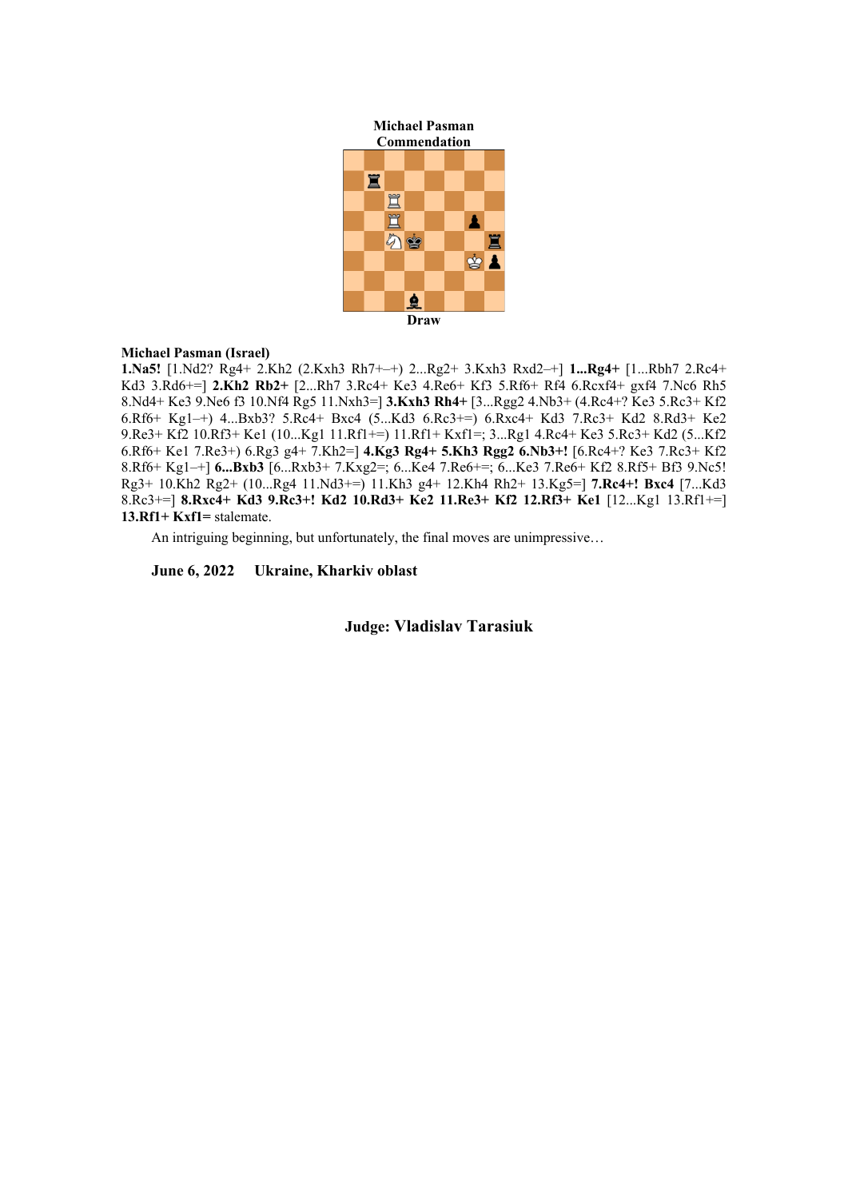**Michael Pasman**
**Commendation**

**Draw**

**Michael Pasman (Israel)**

**1.Na5!** [1.Nd2? Rg4+ 2.Kh2 (2.Kxh3 Rh7+–+) 2...Rg2+ 3.Kxh3 Rxd2–+] **1...Rg4+** [1...Rbh7 2.Rc4+ Kd3 3.Rd6+=] **2.Kh2 Rb2+** [2...Rh7 3.Rc4+ Ke3 4.Re6+ Kf3 5.Rf6+ Rf4 6.Rcxf4+ gxf4 7.Nc6 Rh5 8.Nd4+ Ke3 9.Ne6 f3 10.Nf4 Rg5 11.Nxh3=] **3.Kxh3 Rh4+** [3...Rgg2 4.Nb3+ (4.Rc4+? Ke3 5.Rc3+ Kf2 6.Rf6+ Kg1–+) 4...Bxb3? 5.Rc4+ Bxc4 (5...Kd3 6.Rc3+=) 6.Rxc4+ Kd3 7.Rc3+ Kd2 8.Rd3+ Ke2 9.Re3+ Kf2 10.Rf3+ Ke1 (10...Kg1 11.Rf1+=) 11.Rf1+ Kxf1=; 3...Rg1 4.Rc4+ Ke3 5.Rc3+ Kd2 (5...Kf2 6.Rf6+ Ke1 7.Re3+) 6.Rg3 g4+ 7.Kh2=] **4.Kg3 Rg4+ 5.Kh3 Rgg2 6.Nb3+!** [6.Rc4+? Ke3 7.Rc3+ Kf2 8.Rf6+ Kg1–+] **6...Bxb3** [6...Rxb3+ 7.Kxg2=; 6...Ke4 7.Re6+=; 6...Ke3 7.Re6+ Kf2 8.Rf5+ Bf3 9.Nc5! Rg3+ 10.Kh2 Rg2+ (10...Rg4 11.Nd3+=) 11.Kh3 g4+ 12.Kh4 Rh2+ 13.Kg5=] **7.Rc4+! Bxc4** [7...Kd3 8.Rc3+=] **8.Rxc4+ Kd3 9.Rc3+! Kd2 10.Rd3+ Ke2 11.Re3+ Kf2 12.Rf3+ Ke1** [12...Kg1 13.Rf1+=] **13.Rf1+ Kxf1=** stalemate.

An intriguing beginning, but unfortunately, the final moves are unimpressive…

**June 6, 2022 Ukraine, Kharkiv oblast**

**Judge: Vladislav Tarasiuk**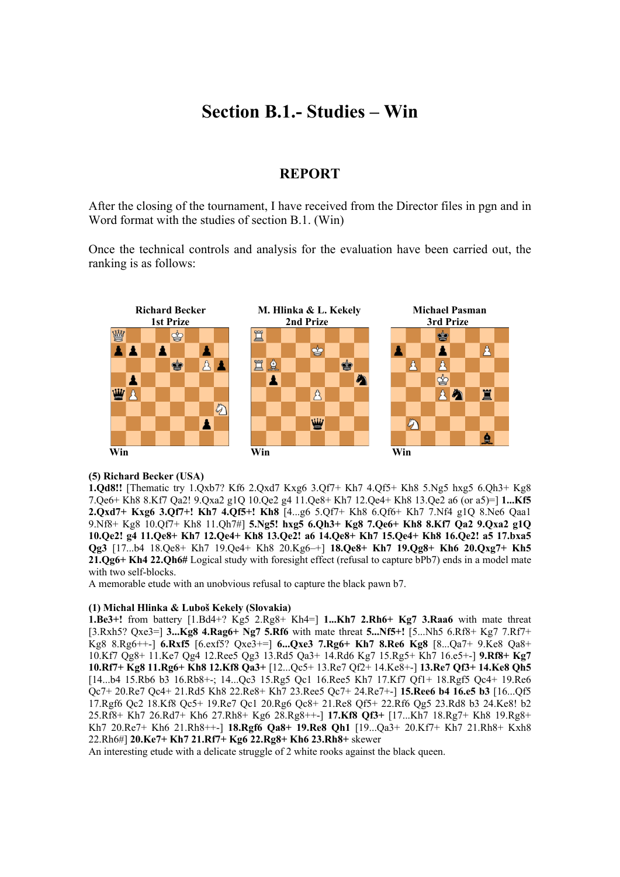# Section B.1.- Studies – Win

## REPORT

After the closing of the tournament, I have received from the Director files in pgn and in Word format with the studies of section B.1. (Win)

Once the technical controls and analysis for the evaluation have been carried out, the ranking is as follows:

**Richard Becker**
**1st Prize**

Win

**M. Hlinka & L. Kekely**
**2nd Prize**

Win

**Michael Pasman**
**3rd Prize**

Win

**(5) Richard Becker (USA)**
**1.Qd8!!** [Thematic try 1.Qxb7? Kf6 2.Qxd7 Kxg6 3.Qf7+ Kh7 4.Qf5+ Kh8 5.Ng5 hxg5 6.Qh3+ Kg8 7.Qe6+ Kh8 8.Kf7 Qa2! 9.Qxa2 g1Q 10.Qe2 g4 11.Qe8+ Kh7 12.Qe4+ Kh8 13.Qe2 a6 (or a5)=] **1...Kf5 2.Qxd7+ Kxg6 3.Qf7+! Kh7 4.Qf5+! Kh8** [4...g6 5.Qf7+ Kh8 6.Qf6+ Kh7 7.Nf4 g1Q 8.Ne6 Qaa1 9.Nf8+ Kg8 10.Qf7+ Kh8 11.Qh7#] **5.Ng5! hxg5 6.Qh3+ Kg8 7.Qe6+ Kh8 8.Kf7 Qa2 9.Qxa2 g1Q 10.Qe2! g4 11.Qe8+ Kh7 12.Qe4+ Kh8 13.Qe2! a6 14.Qe8+ Kh7 15.Qe4+ Kh8 16.Qe2! a5 17.bxa5 Qg3** [17...b4 18.Qe8+ Kh7 19.Qe4+ Kh8 20.Kg6–+] **18.Qe8+ Kh7 19.Qg8+ Kh6 20.Qxg7+ Kh5 21.Qg6+ Kh4 22.Qh6#** Logical study with foresight effect (refusal to capture bPb7) ends in a model mate with two self-blocks.
A memorable etude with an unobvious refusal to capture the black pawn b7.

**(1) Michal Hlinka & Luboš Kekely (Slovakia)**
**1.Be3+!** from battery [1.Bd4+? Kg5 2.Rg8+ Kh4=] **1...Kh7 2.Rh6+ Kg7 3.Raa6** with mate threat [3.Rxh5? Qxe3=] **3...Kg8 4.Rag6+ Ng7 5.Rf6** with mate threat **5...Nf5+!** [5...Nh5 6.Rf8+ Kg7 7.Rf7+ Kg8 8.Rg6++-] **6.Rxf5** [6.exf5? Qxe3+=] **6...Qxe3 7.Rg6+ Kh7 8.Re6 Kg8** [8...Qa7+ 9.Ke8 Qa8+ 10.Kf7 Qg8+ 11.Ke7 Qg4 12.Ree5 Qg3 13.Rd5 Qa3+ 14.Rd6 Kg7 15.Rg5+ Kh7 16.e5+-] **9.Rf8+ Kg7 10.Rf7+ Kg8 11.Rg6+ Kh8 12.Kf8 Qa3+** [12...Qc5+ 13.Re7 Qf2+ 14.Ke8+-] **13.Re7 Qf3+ 14.Ke8 Qh5** [14...b4 15.Rb6 b3 16.Rb8+-; 14...Qc3 15.Rg5 Qc1 16.Ree5 Kh7 17.Kf7 Qf1+ 18.Rgf5 Qc4+ 19.Re6 Qc7+ 20.Re7 Qc4+ 21.Rd5 Kh8 22.Re8+ Kh7 23.Ree5 Qc7+ 24.Re7+-] **15.Ree6 b4 16.e5 b3** [16...Qf5 17.Rgf6 Qc2 18.Kf8 Qc5+ 19.Re7 Qc1 20.Rg6 Qc8+ 21.Re8 Qf5+ 22.Rf6 Qg5 23.Rd8 b3 24.Ke8! b2 25.Rf8+ Kh7 26.Rd7+ Kh6 27.Rh8+ Kg6 28.Rg8++-] **17.Kf8 Qf3+** [17...Kh7 18.Rg7+ Kh8 19.Rg8+ Kh7 20.Re7+ Kh6 21.Rh8++-] **18.Rgf6 Qa8+ 19.Re8 Qh1** [19...Qa3+ 20.Kf7+ Kh7 21.Rh8+ Kxh8 22.Rh6#] **20.Ke7+ Kh7 21.Rf7+ Kg6 22.Rg8+ Kh6 23.Rh8+** skewer
An interesting etude with a delicate struggle of 2 white rooks against the black queen.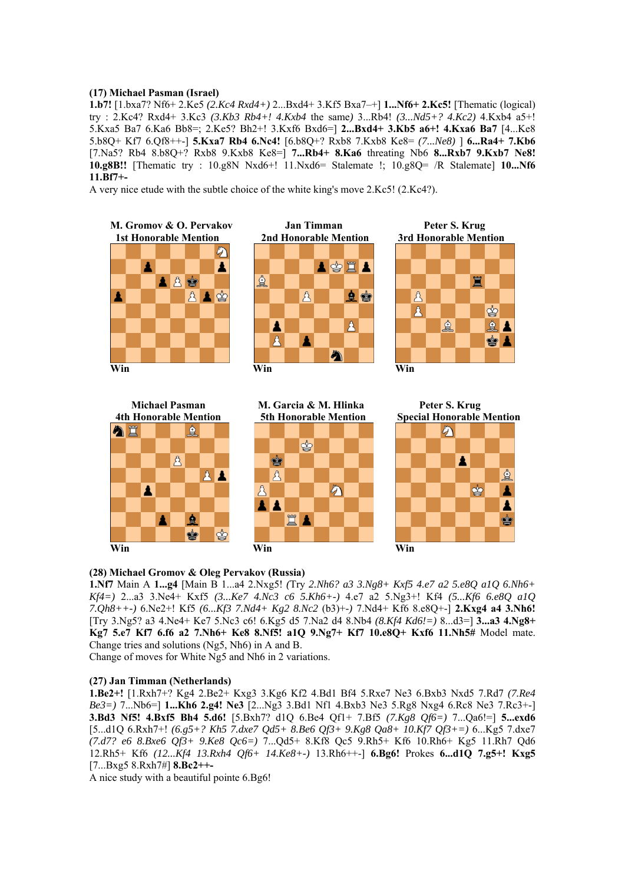**(17) Michael Pasman (Israel)**

**1.b7!** [1.bxa7? Nf6+ 2.Ke5 *(2.Kc4 Rxd4+)* 2...Bxd4+ 3.Kf5 Bxa7–+] **1...Nf6+ 2.Kc5!** [Thematic (logical) try : 2.Kc4? Rxd4+ 3.Kc3 *(3.Kb3 Rb4+! 4.Kxb4* the same*)* 3...Rb4! *(3...Nd5+? 4.Kc2)* 4.Kxb4 a5+! 5.Kxa5 Ba7 6.Ka6 Bb8=; 2.Ke5? Bh2+! 3.Kxf6 Bxd6=] **2...Bxd4+ 3.Kb5 a6+! 4.Kxa6 Ba7** [4...Ke8 5.b8Q+ Kf7 6.Qf8++-] **5.Kxa7 Rb4 6.Nc4!** [6.b8Q+? Rxb8 7.Kxb8 Ke8= *(7...Ne8)* ] **6...Ra4+ 7.Kb6** [7.Na5? Rb4 8.b8Q+? Rxb8 9.Kxb8 Ke8=] **7...Rb4+ 8.Ka6** threating Nb6 **8...Rxb7 9.Kxb7 Ne8! 10.g8B!!** [Thematic try : 10.g8N Nxd6+! 11.Nxd6= Stalemate !; 10.g8Q= /R Stalemate] **10...Nf6 11.Bf7+-**

A very nice etude with the subtle choice of the white king's move 2.Kc5! (2.Kc4?).

**M. Gromov & O. Pervakov**
**1st Honorable Mention**
Win

**Jan Timman**
**2nd Honorable Mention**
Win

**Peter S. Krug**
**3rd Honorable Mention**
Win

**Michael Pasman**
**4th Honorable Mention**
Win

**M. Garcia & M. Hlinka**
**5th Honorable Mention**
Win

**Peter S. Krug**
**Special Honorable Mention**
Win

**(28) Michael Gromov & Oleg Pervakov (Russia)**

**1.Nf7** Main A **1...g4** [Main B 1...a4 2.Nxg5! *(*Try *2.Nh6? a3 3.Ng8+ Kxf5 4.e7 a2 5.e8Q a1Q 6.Nh6+ Kf4=)* 2...a3 3.Ne4+ Kxf5 *(3...Ke7 4.Nc3 c6 5.Kh6+-)* 4.e7 a2 5.Ng3+! Kf4 *(5...Kf6 6.e8Q a1Q 7.Qh8++-)* 6.Ne2+! Kf5 *(6...Kf3 7.Nd4+ Kg2 8.Nc2* (b3)+*-)* 7.Nd4+ Kf6 8.e8Q+-] **2.Kxg4 a4 3.Nh6!** [Try 3.Ng5? a3 4.Ne4+ Ke7 5.Nc3 c6! 6.Kg5 d5 7.Na2 d4 8.Nb4 *(8.Kf4 Kd6!=)* 8...d3=] **3...a3 4.Ng8+ Kg7 5.e7 Kf7 6.f6 a2 7.Nh6+ Ke8 8.Nf5! a1Q 9.Ng7+ Kf7 10.e8Q+ Kxf6 11.Nh5#** Model mate.

Change tries and solutions (Ng5, Nh6) in A and B.

Change of moves for White Ng5 and Nh6 in 2 variations.

**(27) Jan Timman (Netherlands)**

**1.Be2+!** [1.Rxh7+? Kg4 2.Be2+ Kxg3 3.Kg6 Kf2 4.Bd1 Bf4 5.Rxe7 Ne3 6.Bxb3 Nxd5 7.Rd7 *(7.Re4 Be3=)* 7...Nb6=] **1...Kh6 2.g4! Ne3** [2...Ng3 3.Bd1 Nf1 4.Bxb3 Ne3 5.Rg8 Nxg4 6.Rc8 Ne3 7.Rc3+-] **3.Bd3 Nf5! 4.Bxf5 Bh4 5.d6!** [5.Bxh7? d1Q 6.Be4 Qf1+ 7.Bf5 *(7.Kg8 Qf6=)* 7...Qa6!=] **5...exd6** [5...d1Q 6.Rxh7+! *(6.g5+? Kh5 7.dxe7 Qd5+ 8.Be6 Qf3+ 9.Kg8 Qa8+ 10.Kf7 Qf3+=)* 6...Kg5 7.dxe7 *(7.d7? e6 8.Bxe6 Qf3+ 9.Ke8 Qc6=)* 7...Qd5+ 8.Kf8 Qc5 9.Rh5+ Kf6 10.Rh6+ Kg5 11.Rh7 Qd6 12.Rh5+ Kf6 *(12...Kf4 13.Rxh4 Qf6+ 14.Ke8+-)* 13.Rh6++-] **6.Bg6!** Prokes **6...d1Q 7.g5+! Kxg5** [7...Bxg5 8.Rxh7#] **8.Bc2++-**

A nice study with a beautiful pointe 6.Bg6!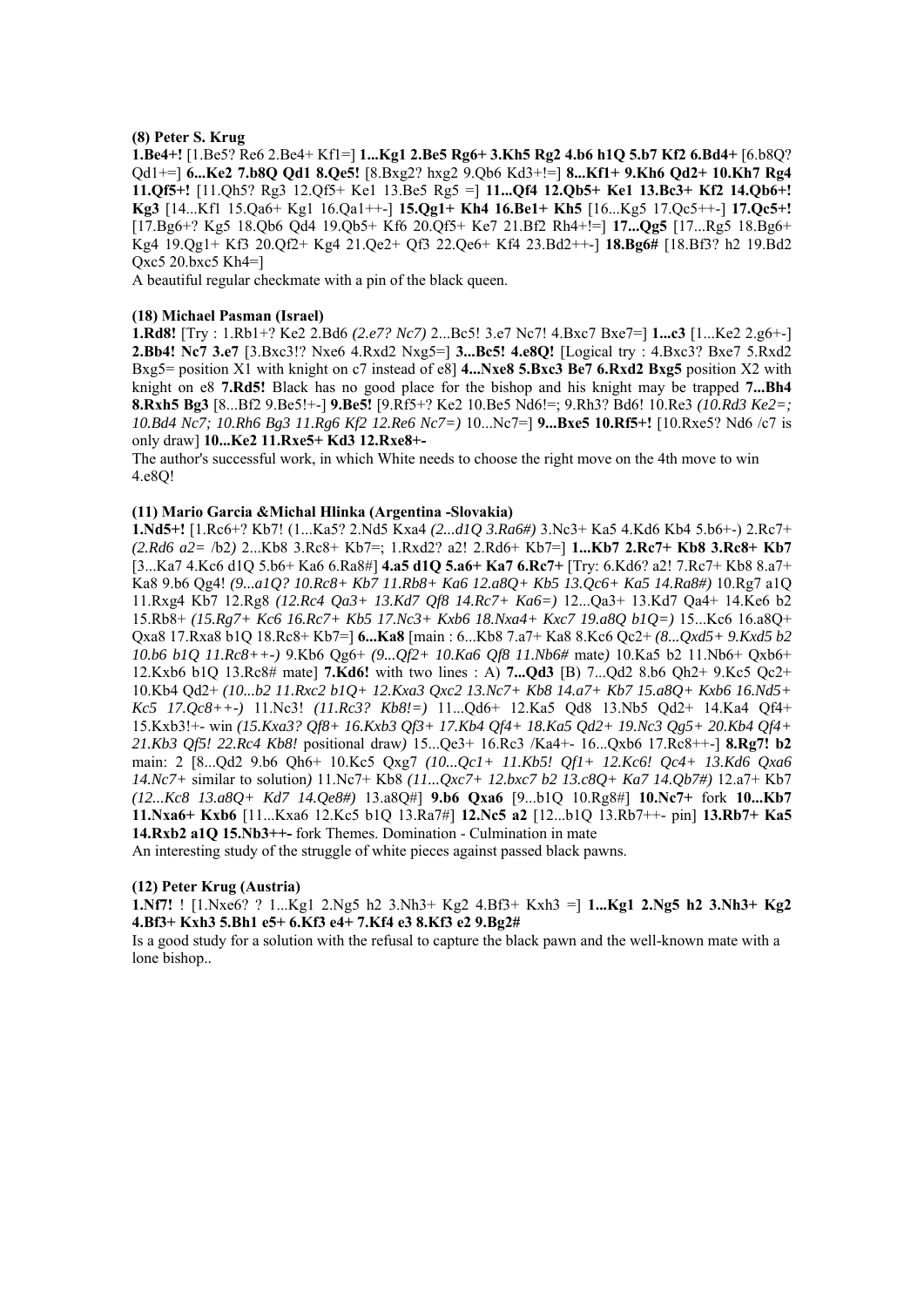**(8) Peter S. Krug**

**1.Be4+!** [1.Be5? Re6 2.Be4+ Kf1=] **1...Kg1 2.Be5 Rg6+ 3.Kh5 Rg2 4.b6 h1Q 5.b7 Kf2 6.Bd4+** [6.b8Q? Qd1+=] **6...Ke2 7.b8Q Qd1 8.Qe5!** [8.Bxg2? hxg2 9.Qb6 Kd3+!=] **8...Kf1+ 9.Kh6 Qd2+ 10.Kh7 Rg4 11.Qf5+!** [11.Qh5? Rg3 12.Qf5+ Ke1 13.Be5 Rg5 =] **11...Qf4 12.Qb5+ Ke1 13.Bc3+ Kf2 14.Qb6+! Kg3** [14...Kf1 15.Qa6+ Kg1 16.Qa1++-] **15.Qg1+ Kh4 16.Be1+ Kh5** [16...Kg5 17.Qc5++-] **17.Qc5+!** [17.Bg6+? Kg5 18.Qb6 Qd4 19.Qb5+ Kf6 20.Qf5+ Ke7 21.Bf2 Rh4+!=] **17...Qg5** [17...Rg5 18.Bg6+ Kg4 19.Qg1+ Kf3 20.Qf2+ Kg4 21.Qe2+ Qf3 22.Qe6+ Kf4 23.Bd2++-] **18.Bg6#** [18.Bf3? h2 19.Bd2 Qxc5 20.bxc5 Kh4=]

A beautiful regular checkmate with a pin of the black queen.

**(18) Michael Pasman (Israel)**

**1.Rd8!** [Try : 1.Rb1+? Ke2 2.Bd6 *(2.e7? Nc7)* 2...Bc5! 3.e7 Nc7! 4.Bxc7 Bxe7=] **1...c3** [1...Ke2 2.g6+-] **2.Bb4! Nc7 3.e7** [3.Bxc3!? Nxe6 4.Rxd2 Nxg5=] **3...Bc5! 4.e8Q!** [Logical try : 4.Bxc3? Bxe7 5.Rxd2 Bxg5= position X1 with knight on c7 instead of e8] **4...Nxe8 5.Bxc3 Be7 6.Rxd2 Bxg5** position X2 with knight on e8 **7.Rd5!** Black has no good place for the bishop and his knight may be trapped **7...Bh4 8.Rxh5 Bg3** [8...Bf2 9.Be5!+-] **9.Be5!** [9.Rf5+? Ke2 10.Be5 Nd6!=; 9.Rh3? Bd6! 10.Re3 *(10.Rd3 Ke2=; 10.Bd4 Nc7; 10.Rh6 Bg3 11.Rg6 Kf2 12.Re6 Nc7=)* 10...Nc7=] **9...Bxe5 10.Rf5+!** [10.Rxe5? Nd6 /c7 is only draw] **10...Ke2 11.Rxe5+ Kd3 12.Rxe8+-**

The author's successful work, in which White needs to choose the right move on the 4th move to win 4.e8Q!

**(11) Mario Garcia &Michal Hlinka (Argentina -Slovakia)**

**1.Nd5+!** [1.Rc6+? Kb7! (1...Ka5? 2.Nd5 Kxa4 *(2...d1Q 3.Ra6#)* 3.Nc3+ Ka5 4.Kd6 Kb4 5.b6+-) 2.Rc7+ *(2.Rd6 a2= /b2)* 2...Kb8 3.Rc8+ Kb7=; 1.Rxd2? a2! 2.Rd6+ Kb7=] **1...Kb7 2.Rc7+ Kb8 3.Rc8+ Kb7** [3...Ka7 4.Kc6 d1Q 5.b6+ Ka6 6.Ra8#] **4.a5 d1Q 5.a6+ Ka7 6.Rc7+** [Try: 6.Kd6? a2! 7.Rc7+ Kb8 8.a7+ Ka8 9.b6 Qg4! *(9...a1Q? 10.Rc8+ Kb7 11.Rb8+ Ka6 12.a8Q+ Kb5 13.Qc6+ Ka5 14.Ra8#)* 10.Rg7 a1Q 11.Rxg4 Kb7 12.Rg8 *(12.Rc4 Qa3+ 13.Kd7 Qf8 14.Rc7+ Ka6=)* 12...Qa3+ 13.Kd7 Qa4+ 14.Ke6 b2 15.Rb8+ *(15.Rg7+ Kc6 16.Rc7+ Kb5 17.Nc3+ Kxb6 18.Nxa4+ Kxc7 19.a8Q b1Q=)* 15...Kc6 16.a8Q+ Qxa8 17.Rxa8 b1Q 18.Rc8+ Kb7=] **6...Ka8** [main : 6...Kb8 7.a7+ Ka8 8.Kc6 Qc2+ *(8...Qxd5+ 9.Kxd5 b2 10.b6 b1Q 11.Rc8++-)* 9.Kb6 Qg6+ *(9...Qf2+ 10.Ka6 Qf8 11.Nb6#* mate*)* 10.Ka5 b2 11.Nb6+ Qxb6+ 12.Kxb6 b1Q 13.Rc8# mate] **7.Kd6!** with two lines : A) **7...Qd3** [B) 7...Qd2 8.b6 Qh2+ 9.Kc5 Qc2+ 10.Kb4 Qd2+ *(10...b2 11.Rxc2 b1Q+ 12.Kxa3 Qxc2 13.Nc7+ Kb8 14.a7+ Kb7 15.a8Q+ Kxb6 16.Nd5+ Kc5 17.Qc8++-)* 11.Nc3! *(11.Rc3? Kb8!=)* 11...Qd6+ 12.Ka5 Qd8 13.Nb5 Qd2+ 14.Ka4 Qf4+ 15.Kxb3!+- win *(15.Kxa3? Qf8+ 16.Kxb3 Qf3+ 17.Kb4 Qf4+ 18.Ka5 Qd2+ 19.Nc3 Qg5+ 20.Kb4 Qf4+ 21.Kb3 Qf5! 22.Rc4 Kb8!* positional draw*)* 15...Qe3+ 16.Rc3 /Ka4+- 16...Qxb6 17.Rc8++-] **8.Rg7! b2** main: 2 [8...Qd2 9.b6 Qh6+ 10.Kc5 Qxg7 *(10...Qc1+ 11.Kb5! Qf1+ 12.Kc6! Qc4+ 13.Kd6 Qxa6 14.Nc7+* similar to solution*)* 11.Nc7+ Kb8 *(11...Qxc7+ 12.bxc7 b2 13.c8Q+ Ka7 14.Qb7#)* 12.a7+ Kb7 *(12...Kc8 13.a8Q+ Kd7 14.Qe8#)* 13.a8Q#] **9.b6 Qxa6** [9...b1Q 10.Rg8#] **10.Nc7+** fork **10...Kb7 11.Nxa6+ Kxb6** [11...Kxa6 12.Kc5 b1Q 13.Ra7#] **12.Nc5 a2** [12...b1Q 13.Rb7++- pin] **13.Rb7+ Ka5 14.Rxb2 a1Q 15.Nb3++-** fork Themes. Domination - Culmination in mate

An interesting study of the struggle of white pieces against passed black pawns.

**(12) Peter Krug (Austria)**

**1.Nf7!** ! [1.Nxe6? ? 1...Kg1 2.Ng5 h2 3.Nh3+ Kg2 4.Bf3+ Kxh3 =] **1...Kg1 2.Ng5 h2 3.Nh3+ Kg2 4.Bf3+ Kxh3 5.Bh1 e5+ 6.Kf3 e4+ 7.Kf4 e3 8.Kf3 e2 9.Bg2#**

Is a good study for a solution with the refusal to capture the black pawn and the well-known mate with a lone bishop..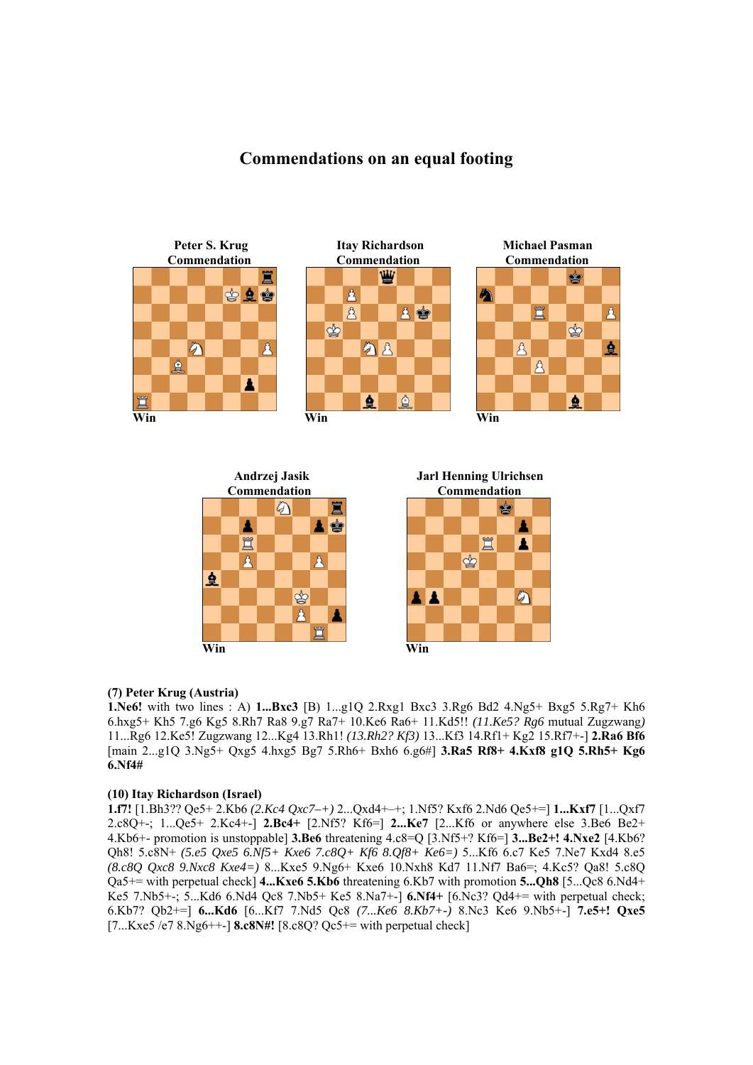## Commendations on an equal footing

**Peter S. Krug**
**Commendation**

Win

**Itay Richardson**
**Commendation**

Win

**Michael Pasman**
**Commendation**

Win

**Andrzej Jasik**
**Commendation**

Win

**Jarl Henning Ulrichsen**
**Commendation**

Win

**(7) Peter Krug (Austria)**

**1.Ne6!** with two lines : A) **1...Bxc3** [B) 1...g1Q 2.Rxg1 Bxc3 3.Rg6 Bd2 4.Ng5+ Bxg5 5.Rg7+ Kh6 6.hxg5+ Kh5 7.g6 Kg5 8.Rh7 Ra8 9.g7 Ra7+ 10.Ke6 Ra6+ 11.Kd5!! *(11.Ke5? Rg6* mutual Zugzwang*)* 11...Rg6 12.Ke5! Zugzwang 12...Kg4 13.Rh1! *(13.Rh2? Kf3)* 13...Kf3 14.Rf1+ Kg2 15.Rf7+-] **2.Ra6 Bf6** [main 2...g1Q 3.Ng5+ Qxg5 4.hxg5 Bg7 5.Rh6+ Bxh6 6.g6#] **3.Ra5 Rf8+ 4.Kxf8 g1Q 5.Rh5+ Kg6 6.Nf4#**

**(10) Itay Richardson (Israel)**

**1.f7!** [1.Bh3?? Qe5+ 2.Kb6 *(2.Kc4 Qxc7–+)* 2...Qxd4+–+; 1.Nf5? Kxf6 2.Nd6 Qe5+=] **1...Kxf7** [1...Qxf7 2.c8Q+-; 1...Qe5+ 2.Kc4+-] **2.Bc4+** [2.Nf5? Kf6=] **2...Ke7** [2...Kf6 or anywhere else 3.Be6 Be2+ 4.Kb6+- promotion is unstoppable] **3.Be6** threatening 4.c8=Q [3.Nf5+? Kf6=] **3...Be2+! 4.Nxe2** [4.Kb6? Qh8! 5.c8N+ *(5.e5 Qxe5 6.Nf5+ Kxe6 7.c8Q+ Kf6 8.Qf8+ Ke6=)* 5...Kf6 6.c7 Ke5 7.Ne7 Kxd4 8.e5 *(8.c8Q Qxc8 9.Nxc8 Kxe4=)* 8...Kxe5 9.Ng6+ Kxe6 10.Nxh8 Kd7 11.Nf7 Ba6=; 4.Kc5? Qa8! 5.c8Q Qa5+= with perpetual check] **4...Kxe6 5.Kb6** threatening 6.Kb7 with promotion **5...Qh8** [5...Qc8 6.Nd4+ Ke5 7.Nb5+-; 5...Kd6 6.Nd4 Qc8 7.Nb5+ Ke5 8.Na7+-] **6.Nf4+** [6.Nc3? Qd4+= with perpetual check; 6.Kb7? Qb2+=] **6...Kd6** [6...Kf7 7.Nd5 Qc8 *(7...Ke6 8.Kb7+-)* 8.Nc3 Ke6 9.Nb5+-] **7.e5+! Qxe5** [7...Kxe5 /e7 8.Ng6++-] **8.c8N#!** [8.c8Q? Qc5+= with perpetual check]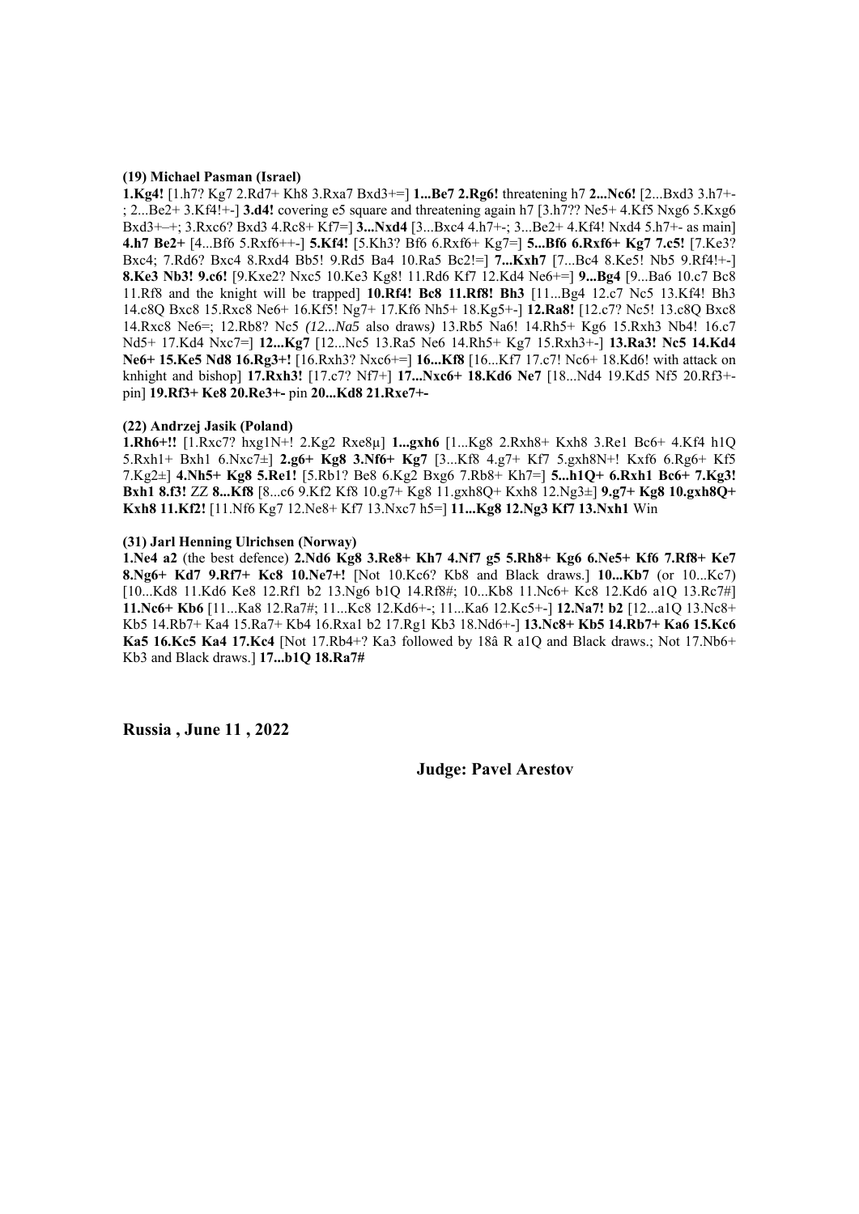**(19) Michael Pasman (Israel)**

**1.Kg4!** [1.h7? Kg7 2.Rd7+ Kh8 3.Rxa7 Bxd3+=] **1...Be7 2.Rg6!** threatening h7 **2...Nc6!** [2...Bxd3 3.h7+-; 2...Be2+ 3.Kf4!+-] **3.d4!** covering e5 square and threatening again h7 [3.h7?? Ne5+ 4.Kf5 Nxg6 5.Kxg6 Bxd3+–+; 3.Rxc6? Bxd3 4.Rc8+ Kf7=] **3...Nxd4** [3...Bxc4 4.h7+-; 3...Be2+ 4.Kf4! Nxd4 5.h7+- as main] **4.h7 Be2+** [4...Bf6 5.Rxf6++-] **5.Kf4!** [5.Kh3? Bf6 6.Rxf6+ Kg7=] **5...Bf6 6.Rxf6+ Kg7 7.c5!** [7.Ke3? Bxc4; 7.Rd6? Bxc4 8.Rxd4 Bb5! 9.Rd5 Ba4 10.Ra5 Bc2!=] **7...Kxh7** [7...Bc4 8.Ke5! Nb5 9.Rf4!+-] **8.Ke3 Nb3! 9.c6!** [9.Kxe2? Nxc5 10.Ke3 Kg8! 11.Rd6 Kf7 12.Kd4 Ne6+=] **9...Bg4** [9...Ba6 10.c7 Bc8 11.Rf8 and the knight will be trapped] **10.Rf4! Bc8 11.Rf8! Bh3** [11...Bg4 12.c7 Nc5 13.Kf4! Bh3 14.c8Q Bxc8 15.Rxc8 Ne6+ 16.Kf5! Ng7+ 17.Kf6 Nh5+ 18.Kg5+-] **12.Ra8!** [12.c7? Nc5! 13.c8Q Bxc8 14.Rxc8 Ne6=; 12.Rb8? Nc5 *(12...Na5* also draws*)* 13.Rb5 Na6! 14.Rh5+ Kg6 15.Rxh3 Nb4! 16.c7 Nd5+ 17.Kd4 Nxc7=] **12...Kg7** [12...Nc5 13.Ra5 Ne6 14.Rh5+ Kg7 15.Rxh3+-] **13.Ra3! Nc5 14.Kd4 Ne6+ 15.Ke5 Nd8 16.Rg3+!** [16.Rxh3? Nxc6+=] **16...Kf8** [16...Kf7 17.c7! Nc6+ 18.Kd6! with attack on knhight and bishop] **17.Rxh3!** [17.c7? Nf7+] **17...Nxc6+ 18.Kd6 Ne7** [18...Nd4 19.Kd5 Nf5 20.Rf3+- pin] **19.Rf3+ Ke8 20.Re3+-** pin **20...Kd8 21.Rxe7+-**

**(22) Andrzej Jasik (Poland)**

**1.Rh6+!!** [1.Rxc7? hxg1N+! 2.Kg2 Rxe8µ] **1...gxh6** [1...Kg8 2.Rxh8+ Kxh8 3.Re1 Bc6+ 4.Kf4 h1Q 5.Rxh1+ Bxh1 6.Nxc7±] **2.g6+ Kg8 3.Nf6+ Kg7** [3...Kf8 4.g7+ Kf7 5.gxh8N+! Kxf6 6.Rg6+ Kf5 7.Kg2±] **4.Nh5+ Kg8 5.Re1!** [5.Rb1? Be8 6.Kg2 Bxg6 7.Rb8+ Kh7=] **5...h1Q+ 6.Rxh1 Bc6+ 7.Kg3! Bxh1 8.f3!** ZZ **8...Kf8** [8...c6 9.Kf2 Kf8 10.g7+ Kg8 11.gxh8Q+ Kxh8 12.Ng3±] **9.g7+ Kg8 10.gxh8Q+ Kxh8 11.Kf2!** [11.Nf6 Kg7 12.Ne8+ Kf7 13.Nxc7 h5=] **11...Kg8 12.Ng3 Kf7 13.Nxh1** Win

**(31) Jarl Henning Ulrichsen (Norway)**

**1.Ne4 a2** (the best defence) **2.Nd6 Kg8 3.Re8+ Kh7 4.Nf7 g5 5.Rh8+ Kg6 6.Ne5+ Kf6 7.Rf8+ Ke7 8.Ng6+ Kd7 9.Rf7+ Kc8 10.Ne7+!** [Not 10.Kc6? Kb8 and Black draws.] **10...Kb7** (or 10...Kc7) [10...Kd8 11.Kd6 Ke8 12.Rf1 b2 13.Ng6 b1Q 14.Rf8#; 10...Kb8 11.Nc6+ Kc8 12.Kd6 a1Q 13.Rc7#] **11.Nc6+ Kb6** [11...Ka8 12.Ra7#; 11...Kc8 12.Kd6+-; 11...Ka6 12.Kc5+-] **12.Na7! b2** [12...a1Q 13.Nc8+ Kb5 14.Rb7+ Ka4 15.Ra7+ Kb4 16.Rxa1 b2 17.Rg1 Kb3 18.Nd6+-] **13.Nc8+ Kb5 14.Rb7+ Ka6 15.Kc6 Ka5 16.Kc5 Ka4 17.Kc4** [Not 17.Rb4+? Ka3 followed by 18â R a1Q and Black draws.; Not 17.Nb6+ Kb3 and Black draws.] **17...b1Q 18.Ra7#**

**Russia , June 11 , 2022**

**Judge: Pavel Arestov**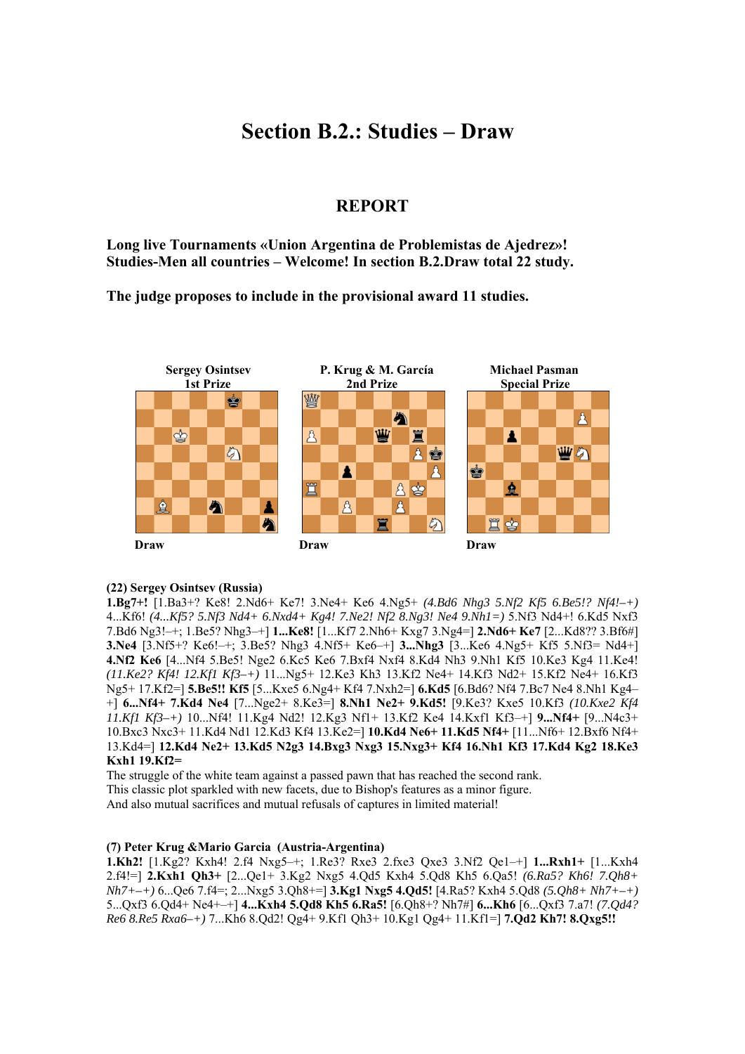# Section B.2.: Studies – Draw

## REPORT

**Long live Tournaments «Union Argentina de Problemistas de Ajedrez»!**
**Studies-Men all countries – Welcome! In section B.2.Draw total 22 study.**

**The judge proposes to include in the provisional award 11 studies.**

**Sergey Osintsev**
**1st Prize**

Draw

**P. Krug & M. García**
**2nd Prize**

Draw

**Michael Pasman**
**Special Prize**

Draw

**(22) Sergey Osintsev (Russia)**
**1.Bg7+!** [1.Ba3+? Ke8! 2.Nd6+ Ke7! 3.Ne4+ Ke6 4.Ng5+ *(4.Bd6 Nhg3 5.Nf2 Kf5 6.Be5!? Nf4!–+)* 4...Kf6! *(4...Kf5? 5.Nf3 Nd4+ 6.Nxd4+ Kg4! 7.Ne2! Nf2 8.Ng3! Ne4 9.Nh1=)* 5.Nf3 Nd4+! 6.Kd5 Nxf3 7.Bd6 Ng3!–+; 1.Be5? Nhg3–+] **1...Ke8!** [1...Kf7 2.Nh6+ Kxg7 3.Ng4=] **2.Nd6+ Ke7** [2...Kd8?? 3.Bf6#] **3.Ne4** [3.Nf5+? Ke6!–+; 3.Be5? Nhg3 4.Nf5+ Ke6–+] **3...Nhg3** [3...Ke6 4.Ng5+ Kf5 5.Nf3= Nd4+] **4.Nf2 Ke6** [4...Nf4 5.Be5! Nge2 6.Kc5 Ke6 7.Bxf4 Nxf4 8.Kd4 Nh3 9.Nh1 Kf5 10.Ke3 Kg4 11.Ke4! *(11.Ke2? Kf4! 12.Kf1 Kf3–+)* 11...Ng5+ 12.Ke3 Kh3 13.Kf2 Ne4+ 14.Kf3 Nd2+ 15.Kf2 Ne4+ 16.Kf3 Ng5+ 17.Kf2=] **5.Be5!! Kf5** [5...Kxe5 6.Ng4+ Kf4 7.Nxh2=] **6.Kd5** [6.Bd6? Nf4 7.Bc7 Ne4 8.Nh1 Kg4–+] **6...Nf4+ 7.Kd4 Ne4** [7...Nge2+ 8.Ke3=] **8.Nh1 Ne2+ 9.Kd5!** [9.Ke3? Kxe5 10.Kf3 *(10.Kxe2 Kf4 11.Kf1 Kf3–+)* 10...Nf4! 11.Kg4 Nd2! 12.Kg3 Nf1+ 13.Kf2 Ke4 14.Kxf1 Kf3–+] **9...Nf4+** [9...N4c3+ 10.Bxc3 Nxc3+ 11.Kd4 Nd1 12.Kd3 Kf4 13.Ke2=] **10.Kd4 Ne6+ 11.Kd5 Nf4+** [11...Nf6+ 12.Bxf6 Nf4+ 13.Kd4=] **12.Kd4 Ne2+ 13.Kd5 N2g3 14.Bxg3 Nxg3 15.Nxg3+ Kf4 16.Nh1 Kf3 17.Kd4 Kg2 18.Ke3 Kxh1 19.Kf2=**

The struggle of the white team against a passed pawn that has reached the second rank.
This classic plot sparkled with new facets, due to Bishop's features as a minor figure.
And also mutual sacrifices and mutual refusals of captures in limited material!

**(7) Peter Krug &Mario Garcia (Austria-Argentina)**
**1.Kh2!** [1.Kg2? Kxh4! 2.f4 Nxg5–+; 1.Re3? Rxe3 2.fxe3 Qxe3 3.Nf2 Qe1–+] **1...Rxh1+** [1...Kxh4 2.f4!=] **2.Kxh1 Qh3+** [2...Qe1+ 3.Kg2 Nxg5 4.Qd5 Kxh4 5.Qd8 Kh5 6.Qa5! *(6.Ra5? Kh6! 7.Qh8+ Nh7+–+)* 6...Qe6 7.f4=; 2...Nxg5 3.Qh8+=] **3.Kg1 Nxg5 4.Qd5!** [4.Ra5? Kxh4 5.Qd8 *(5.Qh8+ Nh7+–+)* 5...Qxf3 6.Qd4+ Ne4+–+] **4...Kxh4 5.Qd8 Kh5 6.Ra5!** [6.Qh8+? Nh7#] **6...Kh6** [6...Qxf3 7.a7! *(7.Qd4? Re6 8.Re5 Rxa6–+)* 7...Kh6 8.Qd2! Qg4+ 9.Kf1 Qh3+ 10.Kg1 Qg4+ 11.Kf1=] **7.Qd2 Kh7! 8.Qxg5!!**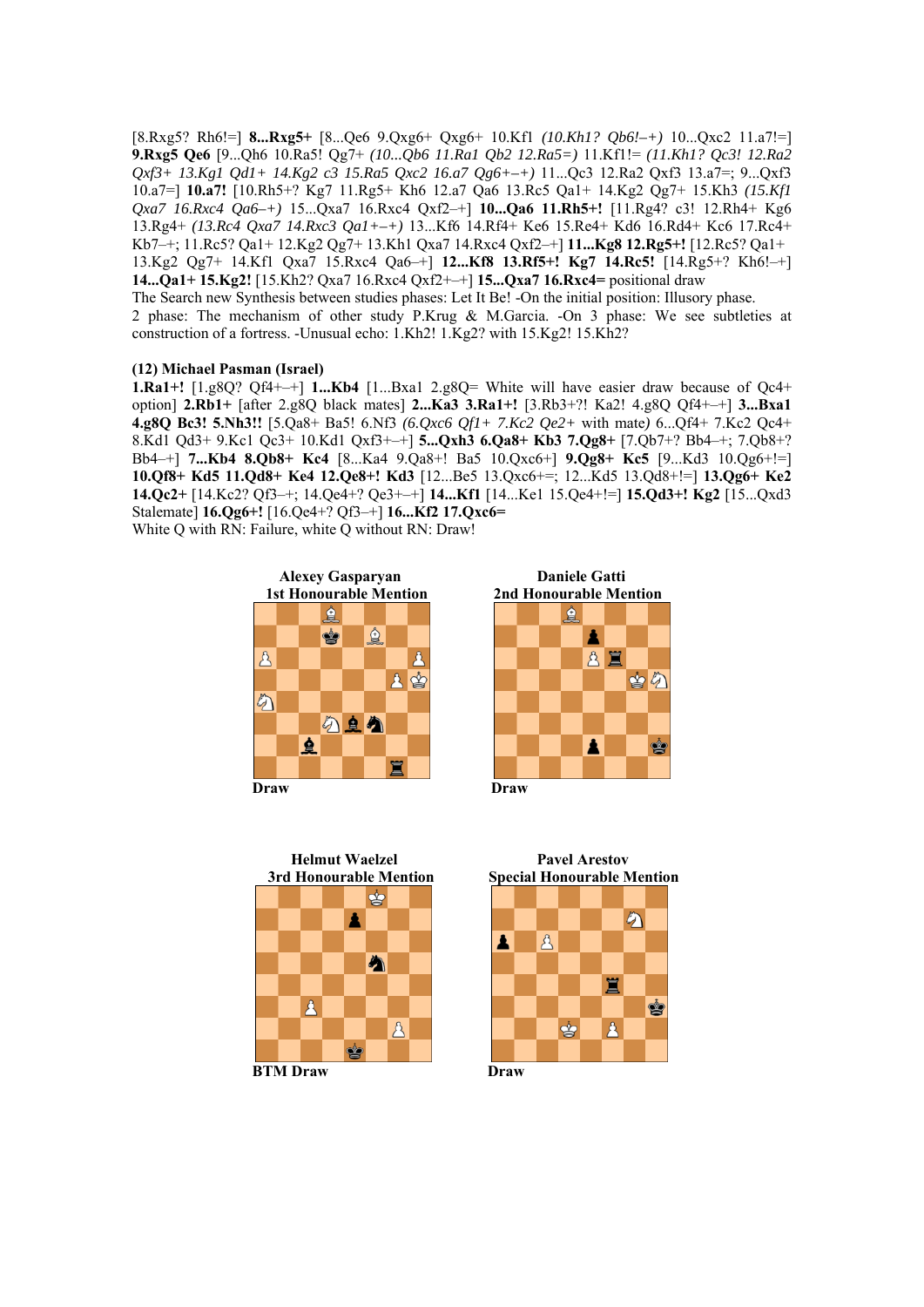[8.Rxg5? Rh6!=] **8...Rxg5+** [8...Qe6 9.Qxg6+ Qxg6+ 10.Kf1 *(10.Kh1? Qb6!–+)* 10...Qxc2 11.a7!=] **9.Rxg5 Qe6** [9...Qh6 10.Ra5! Qg7+ *(10...Qb6 11.Ra1 Qb2 12.Ra5=)* 11.Kf1!= *(11.Kh1? Qc3! 12.Ra2 Qxf3+ 13.Kg1 Qd1+ 14.Kg2 c3 15.Ra5 Qxc2 16.a7 Qg6+–+)* 11...Qc3 12.Ra2 Qxf3 13.a7=; 9...Qxf3 10.a7=] **10.a7!** [10.Rh5+? Kg7 11.Rg5+ Kh6 12.a7 Qa6 13.Rc5 Qa1+ 14.Kg2 Qg7+ 15.Kh3 *(15.Kf1 Qxa7 16.Rxc4 Qa6–+)* 15...Qxa7 16.Rxc4 Qxf2–+] **10...Qa6 11.Rh5+!** [11.Rg4? c3! 12.Rh4+ Kg6 13.Rg4+ *(13.Rc4 Qxa7 14.Rxc3 Qa1+–+)* 13...Kf6 14.Rf4+ Ke6 15.Re4+ Kd6 16.Rd4+ Kc6 17.Rc4+ Kb7–+; 11.Rc5? Qa1+ 12.Kg2 Qg7+ 13.Kh1 Qxa7 14.Rxc4 Qxf2–+] **11...Kg8 12.Rg5+!** [12.Rc5? Qa1+ 13.Kg2 Qg7+ 14.Kf1 Qxa7 15.Rxc4 Qa6–+] **12...Kf8 13.Rf5+! Kg7 14.Rc5!** [14.Rg5+? Kh6!–+] **14...Qa1+ 15.Kg2!** [15.Kh2? Qxa7 16.Rxc4 Qxf2+–+] **15...Qxa7 16.Rxc4=** positional draw

The Search new Synthesis between studies phases: Let It Be! -On the initial position: Illusory phase. 2 phase: The mechanism of other study P.Krug & M.Garcia. -On 3 phase: We see subtleties at construction of a fortress. -Unusual echo: 1.Kh2! 1.Kg2? with 15.Kg2! 15.Kh2?

**(12) Michael Pasman (Israel)**

**1.Ra1+!** [1.g8Q? Qf4+–+] **1...Kb4** [1...Bxa1 2.g8Q= White will have easier draw because of Qc4+ option] **2.Rb1+** [after 2.g8Q black mates] **2...Ka3 3.Ra1+!** [3.Rb3+?! Ka2! 4.g8Q Qf4+–+] **3...Bxa1 4.g8Q Bc3! 5.Nh3!!** [5.Qa8+ Ba5! 6.Nf3 *(6.Qxc6 Qf1+ 7.Kc2 Qe2+* with mate*)* 6...Qf4+ 7.Kc2 Qc4+ 8.Kd1 Qd3+ 9.Kc1 Qc3+ 10.Kd1 Qxf3+–+] **5...Qxh3 6.Qa8+ Kb3 7.Qg8+** [7.Qb7+? Bb4–+; 7.Qb8+? Bb4–+] **7...Kb4 8.Qb8+ Kc4** [8...Ka4 9.Qa8+! Ba5 10.Qxc6+] **9.Qg8+ Kc5** [9...Kd3 10.Qg6+!=] **10.Qf8+ Kd5 11.Qd8+ Ke4 12.Qe8+! Kd3** [12...Be5 13.Qxc6+=; 12...Kd5 13.Qd8+!=] **13.Qg6+ Ke2 14.Qc2+** [14.Kc2? Qf3–+; 14.Qe4+? Qe3+–+] **14...Kf1** [14...Ke1 15.Qe4+!=] **15.Qd3+! Kg2** [15...Qxd3 Stalemate] **16.Qg6+!** [16.Qe4+? Qf3–+] **16...Kf2 17.Qxc6=**

White Q with RN: Failure, white Q without RN: Draw!

**Alexey Gasparyan**
**1st Honourable Mention**

Draw

**Daniele Gatti**
**2nd Honourable Mention**

Draw

**Helmut Waelzel**
**3rd Honourable Mention**

BTM Draw

**Pavel Arestov**
**Special Honourable Mention**

Draw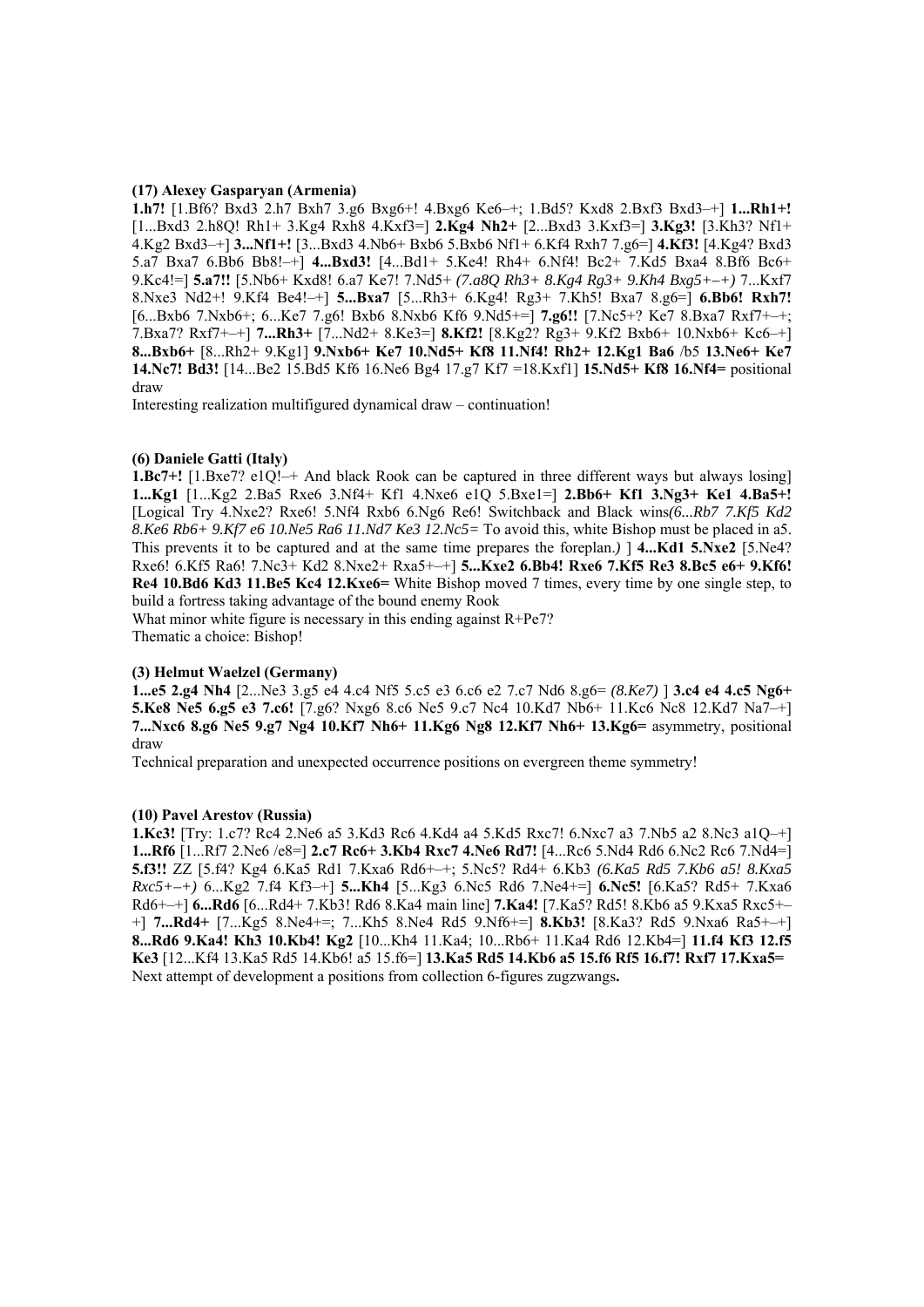**(17) Alexey Gasparyan (Armenia)**

**1.h7!** [1.Bf6? Bxd3 2.h7 Bxh7 3.g6 Bxg6+! 4.Bxg6 Ke6–+; 1.Bd5? Kxd8 2.Bxf3 Bxd3–+] **1...Rh1+!** [1...Bxd3 2.h8Q! Rh1+ 3.Kg4 Rxh8 4.Kxf3=] **2.Kg4 Nh2+** [2...Bxd3 3.Kxf3=] **3.Kg3!** [3.Kh3? Nf1+ 4.Kg2 Bxd3–+] **3...Nf1+!** [3...Bxd3 4.Nb6+ Bxb6 5.Bxb6 Nf1+ 6.Kf4 Rxh7 7.g6=] **4.Kf3!** [4.Kg4? Bxd3 5.a7 Bxa7 6.Bb6 Bb8!–+] **4...Bxd3!** [4...Bd1+ 5.Ke4! Rh4+ 6.Nf4! Bc2+ 7.Kd5 Bxa4 8.Bf6 Bc6+ 9.Kc4!=] **5.a7!!** [5.Nb6+ Kxd8! 6.a7 Ke7! 7.Nd5+ *(7.a8Q Rh3+ 8.Kg4 Rg3+ 9.Kh4 Bxg5+–+)* 7...Kxf7 8.Nxe3 Nd2+! 9.Kf4 Be4!–+] **5...Bxa7** [5...Rh3+ 6.Kg4! Rg3+ 7.Kh5! Bxa7 8.g6=] **6.Bb6! Rxh7!** [6...Bxb6 7.Nxb6+; 6...Ke7 7.g6! Bxb6 8.Nxb6 Kf6 9.Nd5+=] **7.g6!!** [7.Nc5+? Ke7 8.Bxa7 Rxf7+–+; 7.Bxa7? Rxf7+–+] **7...Rh3+** [7...Nd2+ 8.Ke3=] **8.Kf2!** [8.Kg2? Rg3+ 9.Kf2 Bxb6+ 10.Nxb6+ Kc6–+] **8...Bxb6+** [8...Rh2+ 9.Kg1] **9.Nxb6+ Ke7 10.Nd5+ Kf8 11.Nf4! Rh2+ 12.Kg1 Ba6** /b5 **13.Ne6+ Ke7 14.Nc7! Bd3!** [14...Be2 15.Bd5 Kf6 16.Ne6 Bg4 17.g7 Kf7 =18.Kxf1] **15.Nd5+ Kf8 16.Nf4=** positional draw

Interesting realization multifigured dynamical draw – continuation!

**(6) Daniele Gatti (Italy)**

**1.Bc7+!** [1.Bxe7? e1Q!–+ And black Rook can be captured in three different ways but always losing] **1...Kg1** [1...Kg2 2.Ba5 Rxe6 3.Nf4+ Kf1 4.Nxe6 e1Q 5.Bxe1=] **2.Bb6+ Kf1 3.Ng3+ Ke1 4.Ba5+!** [Logical Try 4.Nxe2? Rxe6! 5.Nf4 Rxb6 6.Ng6 Re6! Switchback and Black wins*(6...Rb7 7.Kf5 Kd2 8.Ke6 Rb6+ 9.Kf7 e6 10.Ne5 Ra6 11.Nd7 Ke3 12.Nc5=* To avoid this, white Bishop must be placed in a5. This prevents it to be captured and at the same time prepares the foreplan.*)* ] **4...Kd1 5.Nxe2** [5.Ne4? Rxe6! 6.Kf5 Ra6! 7.Nc3+ Kd2 8.Nxe2+ Rxa5+–+] **5...Kxe2 6.Bb4! Rxe6 7.Kf5 Re3 8.Bc5 e6+ 9.Kf6! Re4 10.Bd6 Kd3 11.Be5 Kc4 12.Kxe6=** White Bishop moved 7 times, every time by one single step, to build a fortress taking advantage of the bound enemy Rook

What minor white figure is necessary in this ending against R+Pe7?

Thematic a choice: Bishop!

**(3) Helmut Waelzel (Germany)**

**1...e5 2.g4 Nh4** [2...Ne3 3.g5 e4 4.c4 Nf5 5.c5 e3 6.c6 e2 7.c7 Nd6 8.g6= *(8.Ke7)* ] **3.c4 e4 4.c5 Ng6+ 5.Ke8 Ne5 6.g5 e3 7.c6!** [7.g6? Nxg6 8.c6 Ne5 9.c7 Nc4 10.Kd7 Nb6+ 11.Kc6 Nc8 12.Kd7 Na7–+] **7...Nxc6 8.g6 Ne5 9.g7 Ng4 10.Kf7 Nh6+ 11.Kg6 Ng8 12.Kf7 Nh6+ 13.Kg6=** asymmetry, positional draw

Technical preparation and unexpected occurrence positions on evergreen theme symmetry!

**(10) Pavel Arestov (Russia)**

**1.Kc3!** [Try: 1.c7? Rc4 2.Ne6 a5 3.Kd3 Rc6 4.Kd4 a4 5.Kd5 Rxc7! 6.Nxc7 a3 7.Nb5 a2 8.Nc3 a1Q–+] **1...Rf6** [1...Rf7 2.Ne6 /e8=] **2.c7 Rc6+ 3.Kb4 Rxc7 4.Ne6 Rd7!** [4...Rc6 5.Nd4 Rd6 6.Nc2 Rc6 7.Nd4=] **5.f3!!** ZZ [5.f4? Kg4 6.Ka5 Rd1 7.Kxa6 Rd6+–+; 5.Nc5? Rd4+ 6.Kb3 *(6.Ka5 Rd5 7.Kb6 a5! 8.Kxa5 Rxc5+–+)* 6...Kg2 7.f4 Kf3–+] **5...Kh4** [5...Kg3 6.Nc5 Rd6 7.Ne4+=] **6.Nc5!** [6.Ka5? Rd5+ 7.Kxa6 Rd6+–+] **6...Rd6** [6...Rd4+ 7.Kb3! Rd6 8.Ka4 main line] **7.Ka4!** [7.Ka5? Rd5! 8.Kb6 a5 9.Kxa5 Rxc5+–+] **7...Rd4+** [7...Kg5 8.Ne4+=; 7...Kh5 8.Ne4 Rd5 9.Nf6+=] **8.Kb3!** [8.Ka3? Rd5 9.Nxa6 Ra5+–+] **8...Rd6 9.Ka4! Kh3 10.Kb4! Kg2** [10...Kh4 11.Ka4; 10...Rb6+ 11.Ka4 Rd6 12.Kb4=] **11.f4 Kf3 12.f5 Ke3** [12...Kf4 13.Ka5 Rd5 14.Kb6! a5 15.f6=] **13.Ka5 Rd5 14.Kb6 a5 15.f6 Rf5 16.f7! Rxf7 17.Kxa5=**

Next attempt of development a positions from collection 6-figures zugzwangs**.**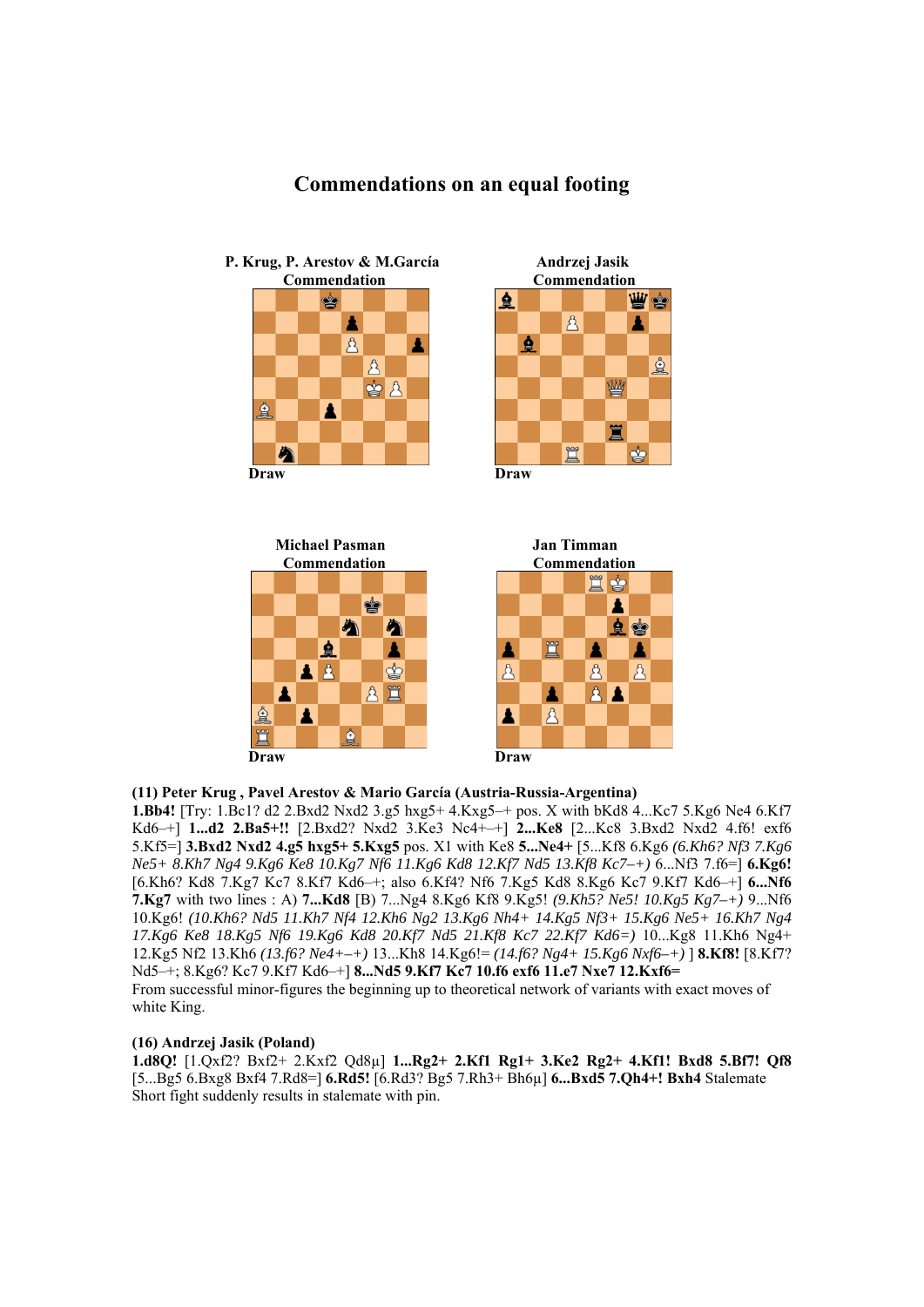## Commendations on an equal footing

**P. Krug, P. Arestov & M.García**
**Commendation**

Draw

**Andrzej Jasik**
**Commendation**

Draw

**Michael Pasman**
**Commendation**

Draw

**Jan Timman**
**Commendation**

Draw

**(11) Peter Krug , Pavel Arestov & Mario García (Austria-Russia-Argentina)**
**1.Bb4!** [Try: 1.Bc1? d2 2.Bxd2 Nxd2 3.g5 hxg5+ 4.Kxg5–+ pos. X with bKd8 4...Kc7 5.Kg6 Ne4 6.Kf7 Kd6–+] **1...d2 2.Ba5+!!** [2.Bxd2? Nxd2 3.Ke3 Nc4+–+] **2...Ke8** [2...Kc8 3.Bxd2 Nxd2 4.f6! exf6 5.Kf5=] **3.Bxd2 Nxd2 4.g5 hxg5+ 5.Kxg5** pos. X1 with Ke8 **5...Ne4+** [5...Kf8 6.Kg6 *(6.Kh6? Nf3 7.Kg6 Ne5+ 8.Kh7 Ng4 9.Kg6 Ke8 10.Kg7 Nf6 11.Kg6 Kd8 12.Kf7 Nd5 13.Kf8 Kc7–+)* 6...Nf3 7.f6=] **6.Kg6!** [6.Kh6? Kd8 7.Kg7 Kc7 8.Kf7 Kd6–+; also 6.Kf4? Nf6 7.Kg5 Kd8 8.Kg6 Kc7 9.Kf7 Kd6–+] **6...Nf6 7.Kg7** with two lines : A) **7...Kd8** [B) 7...Ng4 8.Kg6 Kf8 9.Kg5! *(9.Kh5? Ne5! 10.Kg5 Kg7–+)* 9...Nf6 10.Kg6! *(10.Kh6? Nd5 11.Kh7 Nf4 12.Kh6 Ng2 13.Kg6 Nh4+ 14.Kg5 Nf3+ 15.Kg6 Ne5+ 16.Kh7 Ng4 17.Kg6 Ke8 18.Kg5 Nf6 19.Kg6 Kd8 20.Kf7 Nd5 21.Kf8 Kc7 22.Kf7 Kd6=)* 10...Kg8 11.Kh6 Ng4+ 12.Kg5 Nf2 13.Kh6 *(13.f6? Ne4+–+)* 13...Kh8 14.Kg6!= *(14.f6? Ng4+ 15.Kg6 Nxf6–+)* ] **8.Kf8!** [8.Kf7? Nd5–+; 8.Kg6? Kc7 9.Kf7 Kd6–+] **8...Nd5 9.Kf7 Kc7 10.f6 exf6 11.e7 Nxe7 12.Kxf6=**
From successful minor-figures the beginning up to theoretical network of variants with exact moves of white King.

**(16) Andrzej Jasik (Poland)**
**1.d8Q!** [1.Qxf2? Bxf2+ 2.Kxf2 Qd8µ] **1...Rg2+ 2.Kf1 Rg1+ 3.Ke2 Rg2+ 4.Kf1! Bxd8 5.Bf7! Qf8** [5...Bg5 6.Bxg8 Bxf4 7.Rd8=] **6.Rd5!** [6.Rd3? Bg5 7.Rh3+ Bh6µ] **6...Bxd5 7.Qh4+! Bxh4** Stalemate
Short fight suddenly results in stalemate with pin.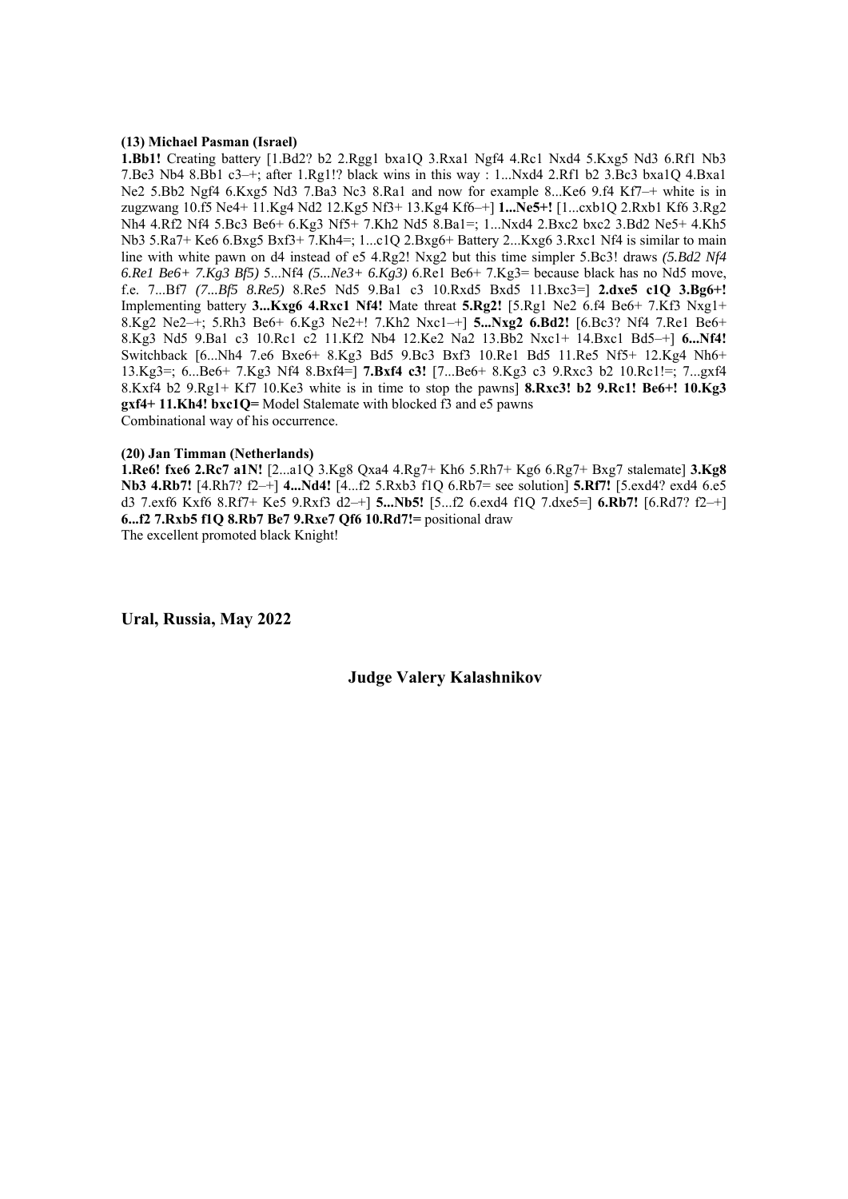**(13) Michael Pasman (Israel)**

**1.Bb1!** Creating battery [1.Bd2? b2 2.Rgg1 bxa1Q 3.Rxa1 Ngf4 4.Rc1 Nxd4 5.Kxg5 Nd3 6.Rf1 Nb3 7.Be3 Nb4 8.Bb1 c3–+; after 1.Rg1!? black wins in this way : 1...Nxd4 2.Rf1 b2 3.Bc3 bxa1Q 4.Bxa1 Ne2 5.Bb2 Ngf4 6.Kxg5 Nd3 7.Ba3 Nc3 8.Ra1 and now for example 8...Ke6 9.f4 Kf7–+ white is in zugzwang 10.f5 Ne4+ 11.Kg4 Nd2 12.Kg5 Nf3+ 13.Kg4 Kf6–+] **1...Ne5+!** [1...cxb1Q 2.Rxb1 Kf6 3.Rg2 Nh4 4.Rf2 Nf4 5.Bc3 Be6+ 6.Kg3 Nf5+ 7.Kh2 Nd5 8.Ba1=; 1...Nxd4 2.Bxc2 bxc2 3.Bd2 Ne5+ 4.Kh5 Nb3 5.Ra7+ Ke6 6.Bxg5 Bxf3+ 7.Kh4=; 1...c1Q 2.Bxg6+ Battery 2...Kxg6 3.Rxc1 Nf4 is similar to main line with white pawn on d4 instead of e5 4.Rg2! Nxg2 but this time simpler 5.Bc3! draws *(5.Bd2 Nf4 6.Re1 Be6+ 7.Kg3 Bf5)* 5...Nf4 *(5...Ne3+ 6.Kg3)* 6.Re1 Be6+ 7.Kg3= because black has no Nd5 move, f.e. 7...Bf7 *(7...Bf5 8.Re5)* 8.Re5 Nd5 9.Ba1 c3 10.Rxd5 Bxd5 11.Bxc3=] **2.dxe5 c1Q 3.Bg6+!** Implementing battery **3...Kxg6 4.Rxc1 Nf4!** Mate threat **5.Rg2!** [5.Rg1 Ne2 6.f4 Be6+ 7.Kf3 Nxg1+ 8.Kg2 Ne2–+; 5.Rh3 Be6+ 6.Kg3 Ne2+! 7.Kh2 Nxc1–+] **5...Nxg2 6.Bd2!** [6.Bc3? Nf4 7.Re1 Be6+ 8.Kg3 Nd5 9.Ba1 c3 10.Rc1 c2 11.Kf2 Nb4 12.Ke2 Na2 13.Bb2 Nxc1+ 14.Bxc1 Bd5–+] **6...Nf4!** Switchback [6...Nh4 7.e6 Bxe6+ 8.Kg3 Bd5 9.Bc3 Bxf3 10.Re1 Bd5 11.Re5 Nf5+ 12.Kg4 Nh6+ 13.Kg3=; 6...Be6+ 7.Kg3 Nf4 8.Bxf4=] **7.Bxf4 c3!** [7...Be6+ 8.Kg3 c3 9.Rxc3 b2 10.Rc1!=; 7...gxf4 8.Kxf4 b2 9.Rg1+ Kf7 10.Ke3 white is in time to stop the pawns] **8.Rxc3! b2 9.Rc1! Be6+! 10.Kg3 gxf4+ 11.Kh4! bxc1Q=** Model Stalemate with blocked f3 and e5 pawns

Combinational way of his occurrence.

**(20) Jan Timman (Netherlands)**

**1.Re6! fxe6 2.Rc7 a1N!** [2...a1Q 3.Kg8 Qxa4 4.Rg7+ Kh6 5.Rh7+ Kg6 6.Rg7+ Bxg7 stalemate] **3.Kg8 Nb3 4.Rb7!** [4.Rh7? f2–+] **4...Nd4!** [4...f2 5.Rxb3 f1Q 6.Rb7= see solution] **5.Rf7!** [5.exd4? exd4 6.e5 d3 7.exf6 Kxf6 8.Rf7+ Ke5 9.Rxf3 d2–+] **5...Nb5!** [5...f2 6.exd4 f1Q 7.dxe5=] **6.Rb7!** [6.Rd7? f2–+] **6...f2 7.Rxb5 f1Q 8.Rb7 Be7 9.Rxe7 Qf6 10.Rd7!=** positional draw

The excellent promoted black Knight!

**Ural, Russia, May 2022**

**Judge Valery Kalashnikov**